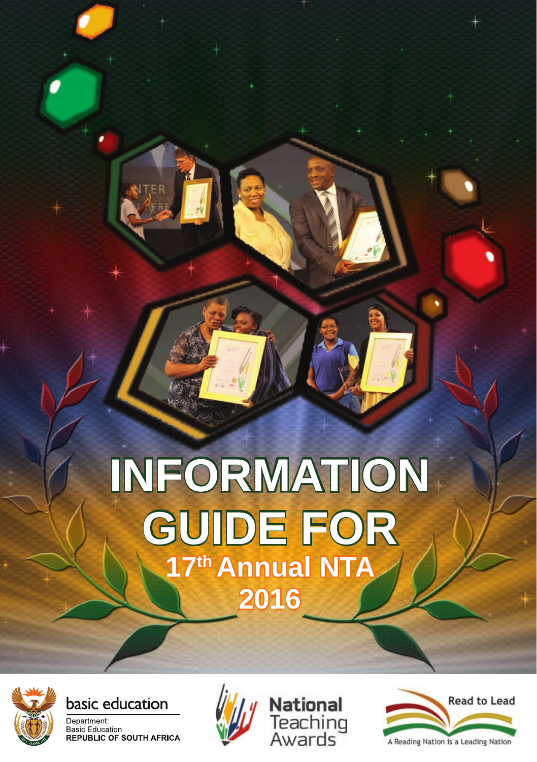# INFORMATION GUIDE FOR

## 17th Annual NTA 2016

basic education

Department:
Basic Education
REPUBLIC OF SOUTH AFRICA

National Teaching Awards

Read to Lead

A Reading Nation is a Leading Nation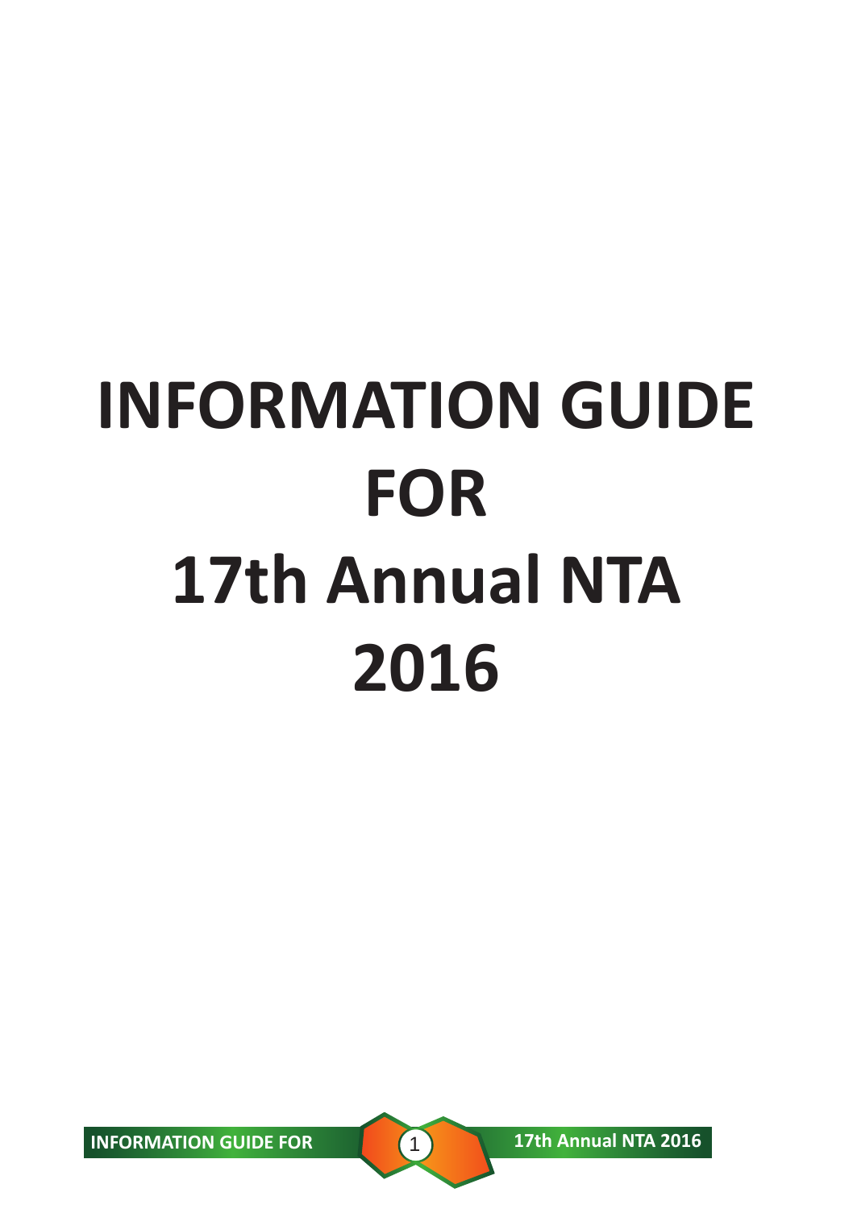# INFORMATION GUIDE FOR 17th Annual NTA 2016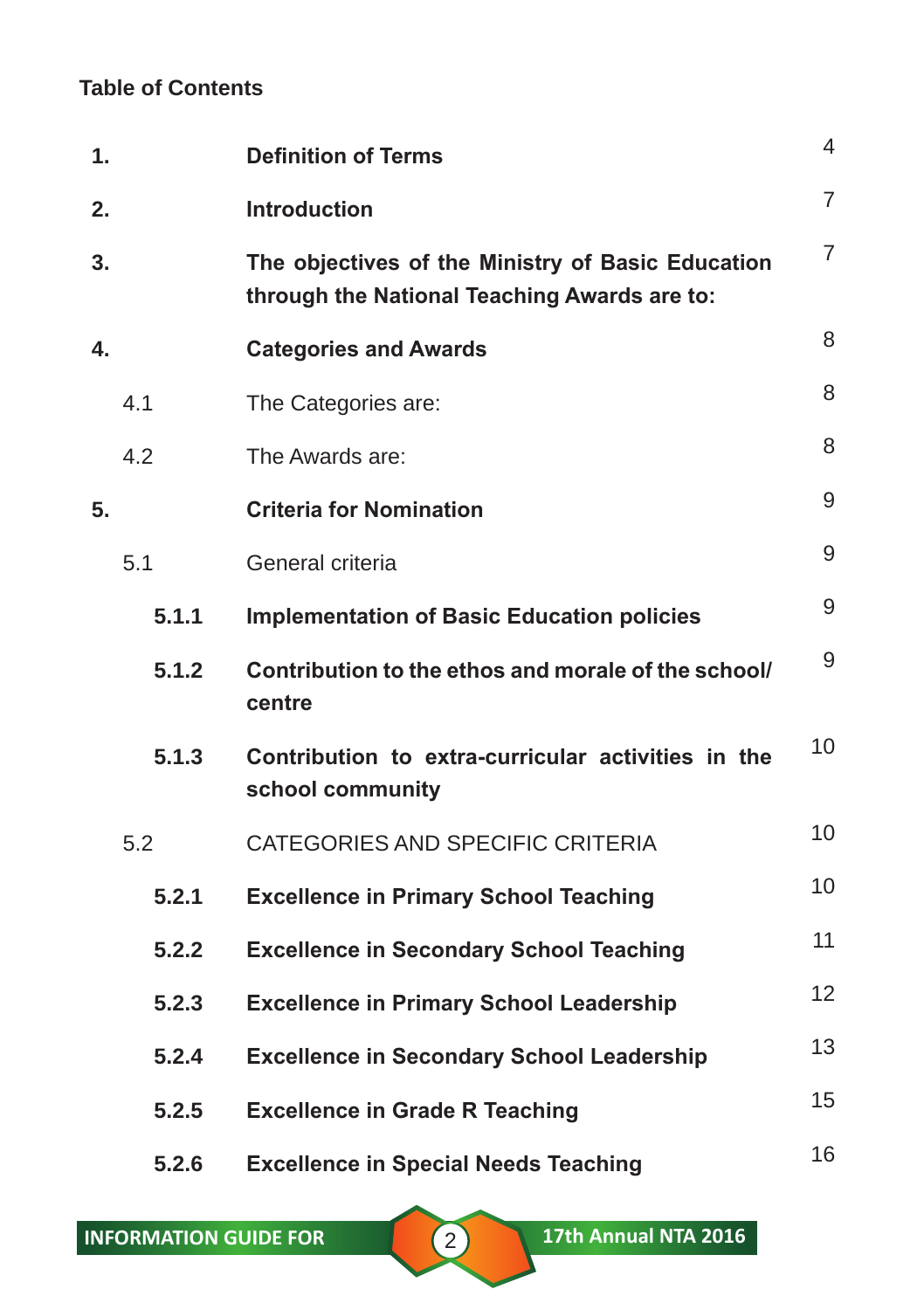**Table of Contents**

| | | |
|---|---|---|
| **1.** | **Definition of Terms** | 4 |
| **2.** | **Introduction** | 7 |
| **3.** | **The objectives of the Ministry of Basic Education through the National Teaching Awards are to:** | 7 |
| **4.** | **Categories and Awards** | 8 |
| 4.1 | The Categories are: | 8 |
| 4.2 | The Awards are: | 8 |
| **5.** | **Criteria for Nomination** | 9 |
| 5.1 | General criteria | 9 |
| **5.1.1** | **Implementation of Basic Education policies** | 9 |
| **5.1.2** | **Contribution to the ethos and morale of the school/ centre** | 9 |
| **5.1.3** | **Contribution to extra-curricular activities in the school community** | 10 |
| 5.2 | CATEGORIES AND SPECIFIC CRITERIA | 10 |
| **5.2.1** | **Excellence in Primary School Teaching** | 10 |
| **5.2.2** | **Excellence in Secondary School Teaching** | 11 |
| **5.2.3** | **Excellence in Primary School Leadership** | 12 |
| **5.2.4** | **Excellence in Secondary School Leadership** | 13 |
| **5.2.5** | **Excellence in Grade R Teaching** | 15 |
| **5.2.6** | **Excellence in Special Needs Teaching** | 16 |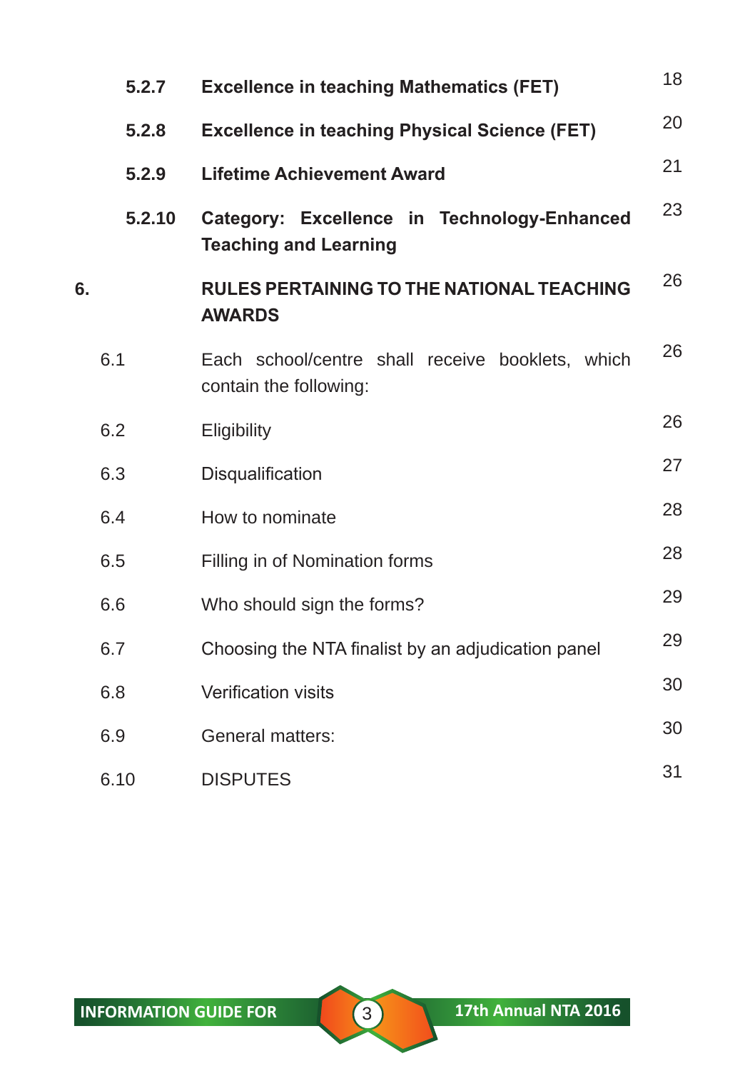| | | |
|---|---|---|
| **5.2.7** | **Excellence in teaching Mathematics (FET)** | 18 |
| **5.2.8** | **Excellence in teaching Physical Science (FET)** | 20 |
| **5.2.9** | **Lifetime Achievement Award** | 21 |
| **5.2.10** | **Category: Excellence in Technology-Enhanced Teaching and Learning** | 23 |
| **6.** | **RULES PERTAINING TO THE NATIONAL TEACHING AWARDS** | 26 |
| 6.1 | Each school/centre shall receive booklets, which contain the following: | 26 |
| 6.2 | Eligibility | 26 |
| 6.3 | Disqualification | 27 |
| 6.4 | How to nominate | 28 |
| 6.5 | Filling in of Nomination forms | 28 |
| 6.6 | Who should sign the forms? | 29 |
| 6.7 | Choosing the NTA finalist by an adjudication panel | 29 |
| 6.8 | Verification visits | 30 |
| 6.9 | General matters: | 30 |
| 6.10 | DISPUTES | 31 |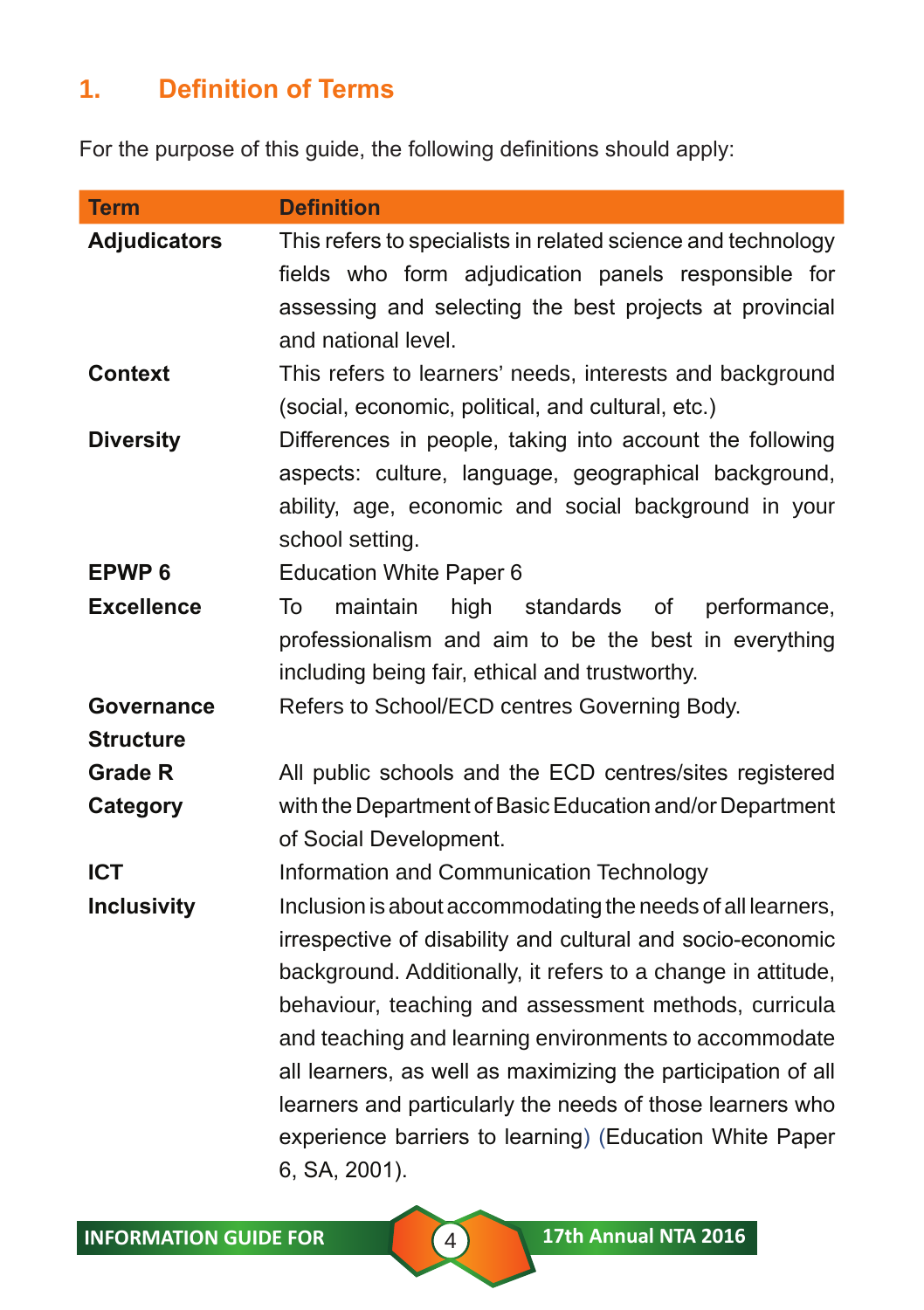## 1. Definition of Terms

For the purpose of this guide, the following definitions should apply:

| Term | Definition |
|---|---|
| **Adjudicators** | This refers to specialists in related science and technology fields who form adjudication panels responsible for assessing and selecting the best projects at provincial and national level. |
| **Context** | This refers to learners' needs, interests and background (social, economic, political, and cultural, etc.) |
| **Diversity** | Differences in people, taking into account the following aspects: culture, language, geographical background, ability, age, economic and social background in your school setting. |
| **EPWP 6** | Education White Paper 6 |
| **Excellence** | To maintain high standards of performance, professionalism and aim to be the best in everything including being fair, ethical and trustworthy. |
| **Governance Structure** | Refers to School/ECD centres Governing Body. |
| **Grade R Category** | All public schools and the ECD centres/sites registered with the Department of Basic Education and/or Department of Social Development. |
| **ICT** | Information and Communication Technology |
| **Inclusivity** | Inclusion is about accommodating the needs of all learners, irrespective of disability and cultural and socio-economic background. Additionally, it refers to a change in attitude, behaviour, teaching and assessment methods, curricula and teaching and learning environments to accommodate all learners, as well as maximizing the participation of all learners and particularly the needs of those learners who experience barriers to learning) (Education White Paper 6, SA, 2001). |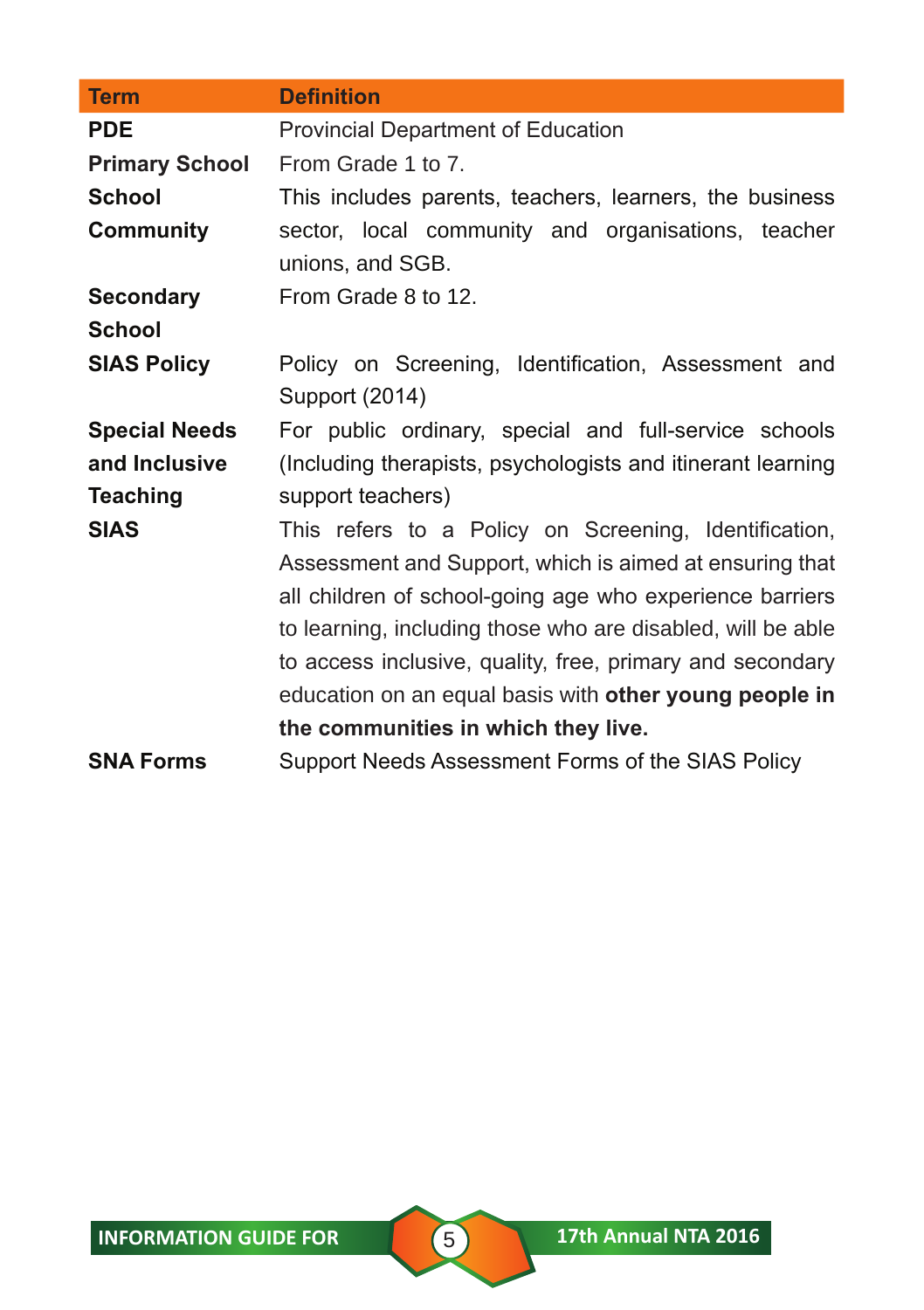| Term | Definition |
| --- | --- |
| **PDE** | Provincial Department of Education |
| **Primary School** | From Grade 1 to 7. |
| **School Community** | This includes parents, teachers, learners, the business sector, local community and organisations, teacher unions, and SGB. |
| **Secondary School** | From Grade 8 to 12. |
| **SIAS Policy** | Policy on Screening, Identification, Assessment and Support (2014) |
| **Special Needs and Inclusive Teaching** | For public ordinary, special and full-service schools (Including therapists, psychologists and itinerant learning support teachers) |
| **SIAS** | This refers to a Policy on Screening, Identification, Assessment and Support, which is aimed at ensuring that all children of school-going age who experience barriers to learning, including those who are disabled, will be able to access inclusive, quality, free, primary and secondary education on an equal basis with **other young people in the communities in which they live.** |
| **SNA Forms** | Support Needs Assessment Forms of the SIAS Policy |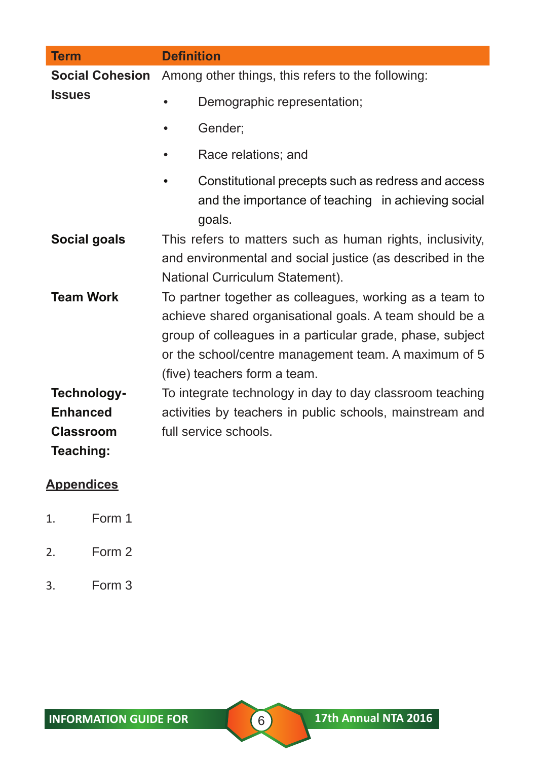| Term | Definition |
| --- | --- |
| **Social Cohesion Issues** | Among other things, this refers to the following:<br>• Demographic representation;<br>• Gender;<br>• Race relations; and<br>• Constitutional precepts such as redress and access and the importance of teaching in achieving social goals. |
| **Social goals** | This refers to matters such as human rights, inclusivity, and environmental and social justice (as described in the National Curriculum Statement). |
| **Team Work** | To partner together as colleagues, working as a team to achieve shared organisational goals. A team should be a group of colleagues in a particular grade, phase, subject or the school/centre management team. A maximum of 5 (five) teachers form a team. |
| **Technology-Enhanced Classroom Teaching:** | To integrate technology in day to day classroom teaching activities by teachers in public schools, mainstream and full service schools. |

**Appendices**

1. Form 1
2. Form 2
3. Form 3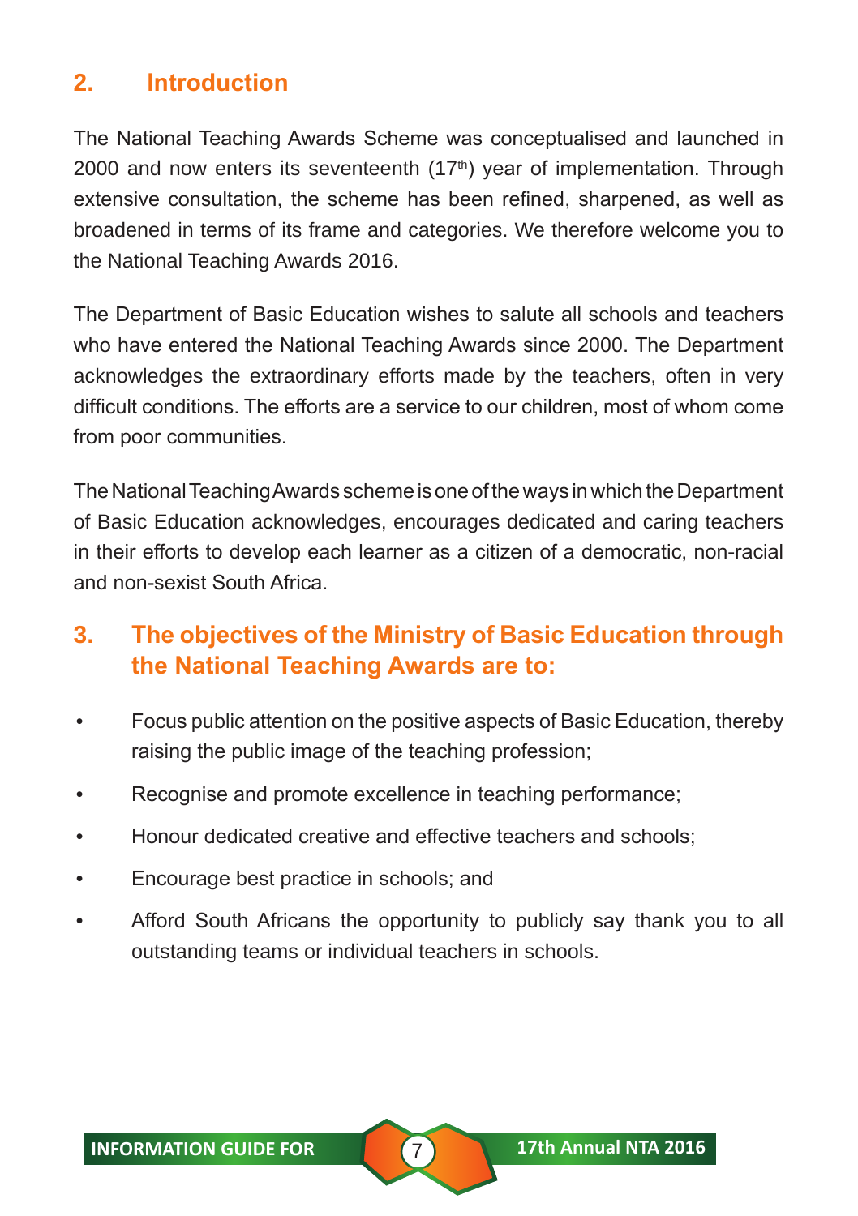## 2. Introduction

The National Teaching Awards Scheme was conceptualised and launched in 2000 and now enters its seventeenth (17th) year of implementation. Through extensive consultation, the scheme has been refined, sharpened, as well as broadened in terms of its frame and categories. We therefore welcome you to the National Teaching Awards 2016.

The Department of Basic Education wishes to salute all schools and teachers who have entered the National Teaching Awards since 2000. The Department acknowledges the extraordinary efforts made by the teachers, often in very difficult conditions. The efforts are a service to our children, most of whom come from poor communities.

The National Teaching Awards scheme is one of the ways in which the Department of Basic Education acknowledges, encourages dedicated and caring teachers in their efforts to develop each learner as a citizen of a democratic, non-racial and non-sexist South Africa.

## 3. The objectives of the Ministry of Basic Education through the National Teaching Awards are to:

- Focus public attention on the positive aspects of Basic Education, thereby raising the public image of the teaching profession;
- Recognise and promote excellence in teaching performance;
- Honour dedicated creative and effective teachers and schools;
- Encourage best practice in schools; and
- Afford South Africans the opportunity to publicly say thank you to all outstanding teams or individual teachers in schools.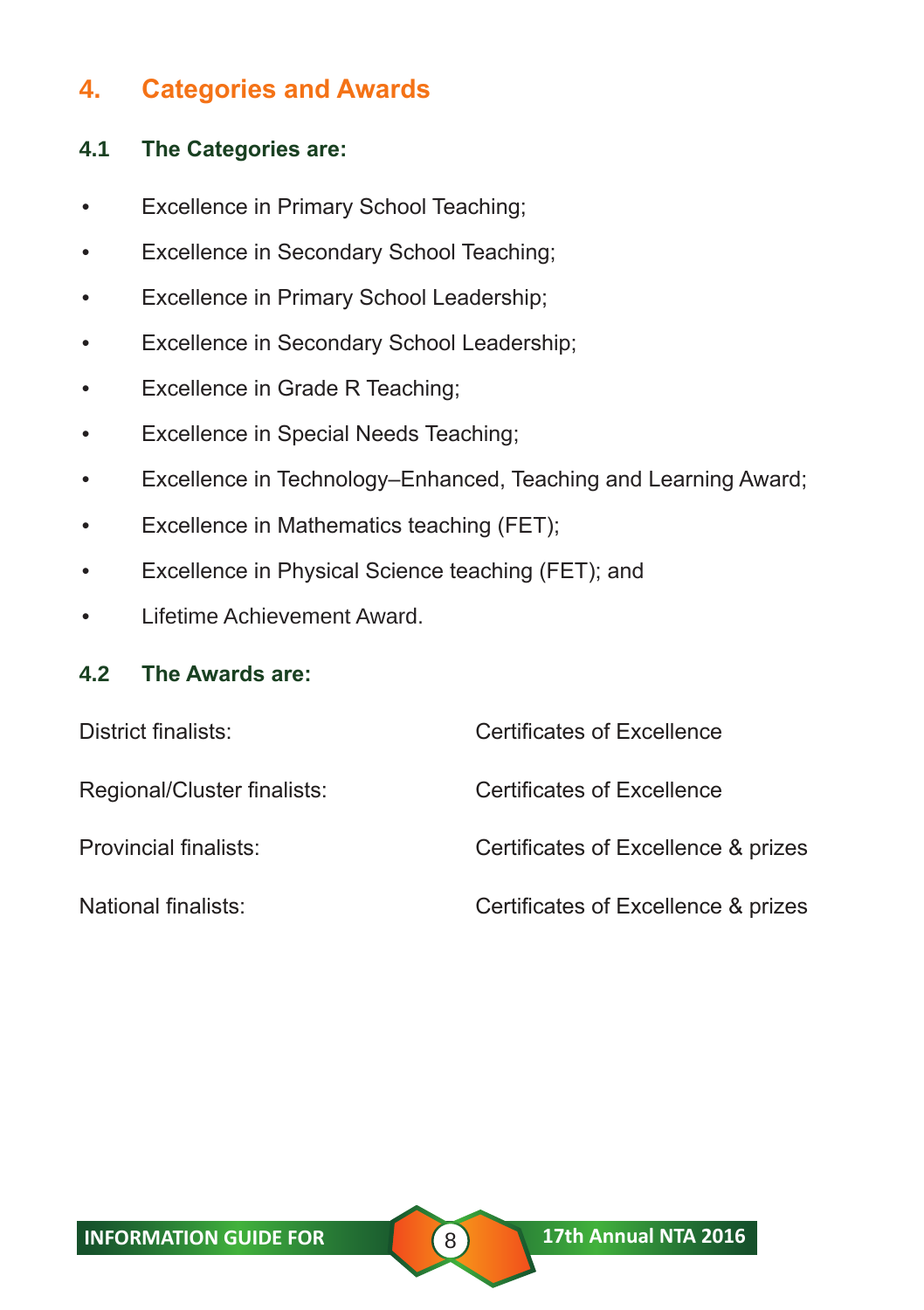## 4. Categories and Awards

### 4.1 The Categories are:

- Excellence in Primary School Teaching;
- Excellence in Secondary School Teaching;
- Excellence in Primary School Leadership;
- Excellence in Secondary School Leadership;
- Excellence in Grade R Teaching;
- Excellence in Special Needs Teaching;
- Excellence in Technology–Enhanced, Teaching and Learning Award;
- Excellence in Mathematics teaching (FET);
- Excellence in Physical Science teaching (FET); and
- Lifetime Achievement Award.

### 4.2 The Awards are:

| | |
|---|---|
| District finalists: | Certificates of Excellence |
| Regional/Cluster finalists: | Certificates of Excellence |
| Provincial finalists: | Certificates of Excellence & prizes |
| National finalists: | Certificates of Excellence & prizes |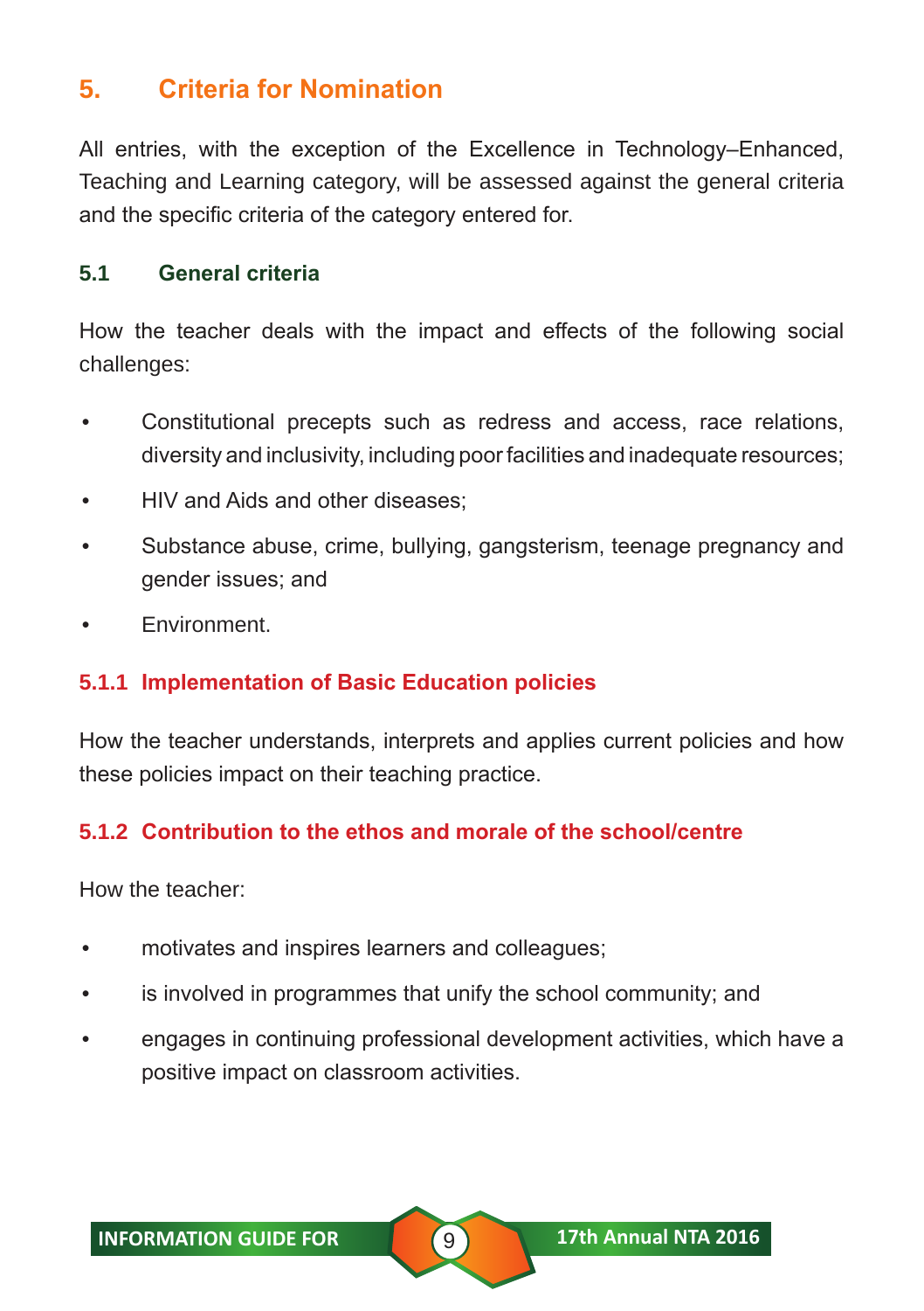## 5. Criteria for Nomination

All entries, with the exception of the Excellence in Technology–Enhanced, Teaching and Learning category, will be assessed against the general criteria and the specific criteria of the category entered for.

### 5.1 General criteria

How the teacher deals with the impact and effects of the following social challenges:

- Constitutional precepts such as redress and access, race relations, diversity and inclusivity, including poor facilities and inadequate resources;
- HIV and Aids and other diseases;
- Substance abuse, crime, bullying, gangsterism, teenage pregnancy and gender issues; and
- Environment.

#### 5.1.1 Implementation of Basic Education policies

How the teacher understands, interprets and applies current policies and how these policies impact on their teaching practice.

#### 5.1.2 Contribution to the ethos and morale of the school/centre

How the teacher:

- motivates and inspires learners and colleagues;
- is involved in programmes that unify the school community; and
- engages in continuing professional development activities, which have a positive impact on classroom activities.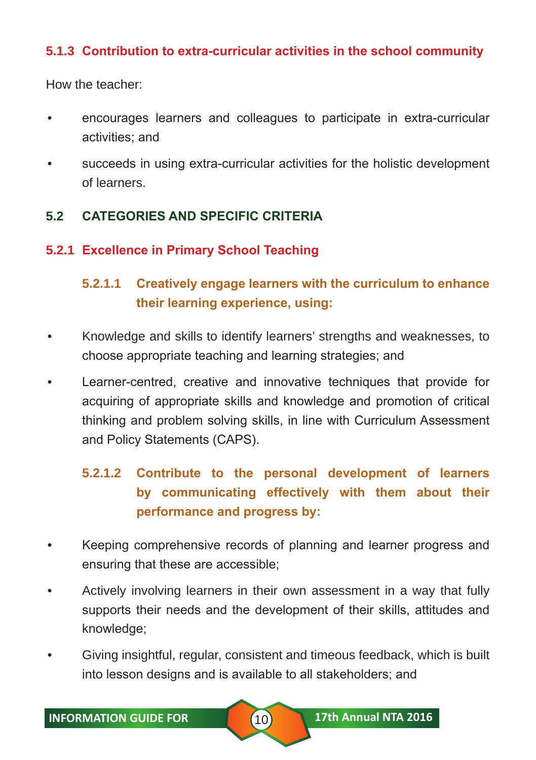#### 5.1.3 Contribution to extra-curricular activities in the school community

How the teacher:

- encourages learners and colleagues to participate in extra-curricular activities; and
- succeeds in using extra-curricular activities for the holistic development of learners.

## 5.2 CATEGORIES AND SPECIFIC CRITERIA

### 5.2.1 Excellence in Primary School Teaching

#### 5.2.1.1 Creatively engage learners with the curriculum to enhance their learning experience, using:

- Knowledge and skills to identify learners' strengths and weaknesses, to choose appropriate teaching and learning strategies; and
- Learner-centred, creative and innovative techniques that provide for acquiring of appropriate skills and knowledge and promotion of critical thinking and problem solving skills, in line with Curriculum Assessment and Policy Statements (CAPS).

#### 5.2.1.2 Contribute to the personal development of learners by communicating effectively with them about their performance and progress by:

- Keeping comprehensive records of planning and learner progress and ensuring that these are accessible;
- Actively involving learners in their own assessment in a way that fully supports their needs and the development of their skills, attitudes and knowledge;
- Giving insightful, regular, consistent and timeous feedback, which is built into lesson designs and is available to all stakeholders; and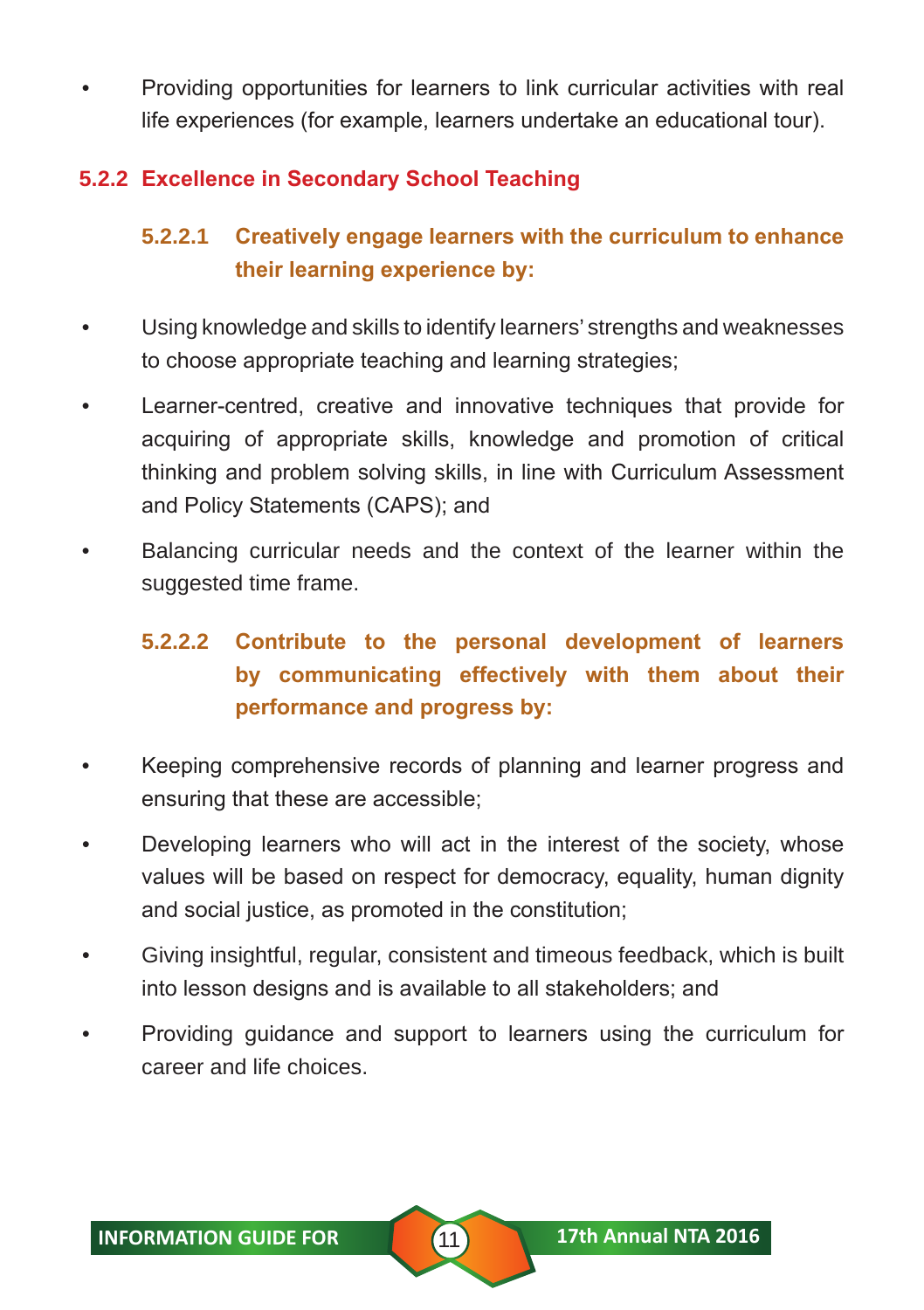- Providing opportunities for learners to link curricular activities with real life experiences (for example, learners undertake an educational tour).

### 5.2.2 Excellence in Secondary School Teaching

#### 5.2.2.1 Creatively engage learners with the curriculum to enhance their learning experience by:

- Using knowledge and skills to identify learners' strengths and weaknesses to choose appropriate teaching and learning strategies;
- Learner-centred, creative and innovative techniques that provide for acquiring of appropriate skills, knowledge and promotion of critical thinking and problem solving skills, in line with Curriculum Assessment and Policy Statements (CAPS); and
- Balancing curricular needs and the context of the learner within the suggested time frame.

#### 5.2.2.2 Contribute to the personal development of learners by communicating effectively with them about their performance and progress by:

- Keeping comprehensive records of planning and learner progress and ensuring that these are accessible;
- Developing learners who will act in the interest of the society, whose values will be based on respect for democracy, equality, human dignity and social justice, as promoted in the constitution;
- Giving insightful, regular, consistent and timeous feedback, which is built into lesson designs and is available to all stakeholders; and
- Providing guidance and support to learners using the curriculum for career and life choices.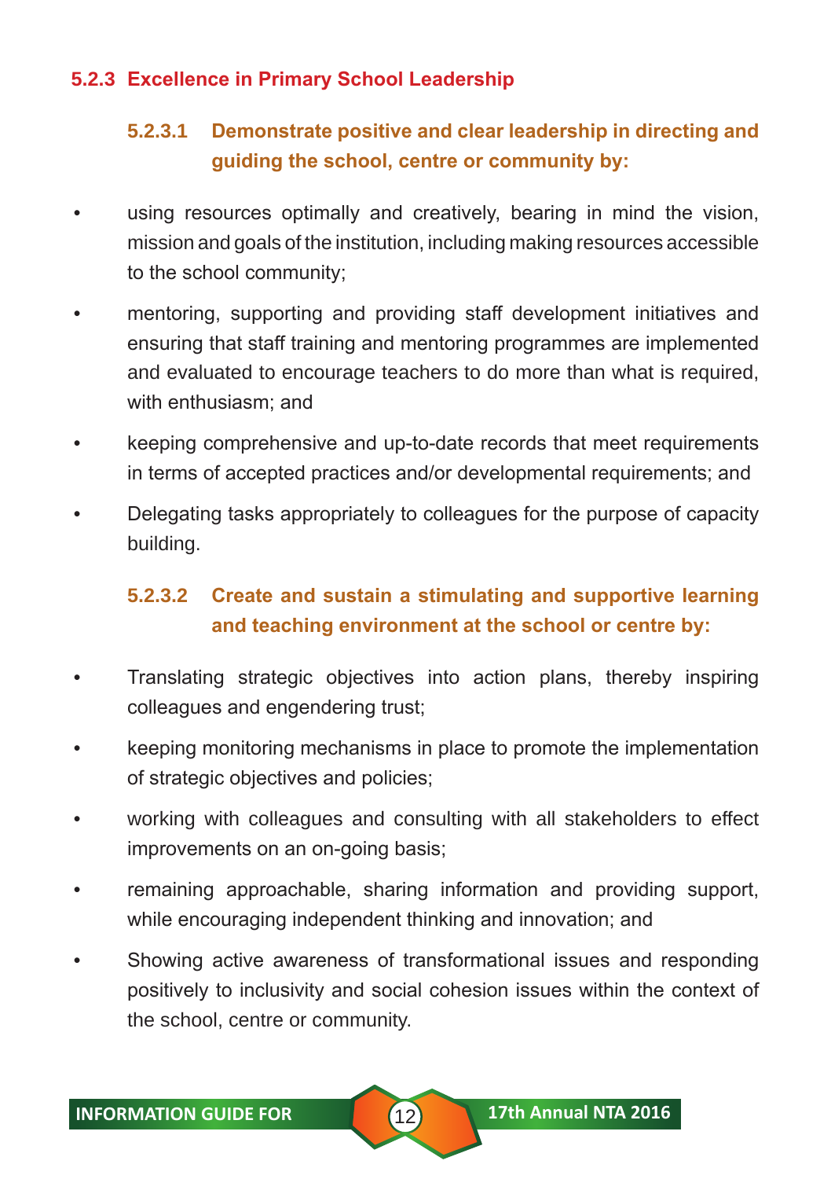### 5.2.3 Excellence in Primary School Leadership

#### 5.2.3.1 Demonstrate positive and clear leadership in directing and guiding the school, centre or community by:

- using resources optimally and creatively, bearing in mind the vision, mission and goals of the institution, including making resources accessible to the school community;
- mentoring, supporting and providing staff development initiatives and ensuring that staff training and mentoring programmes are implemented and evaluated to encourage teachers to do more than what is required, with enthusiasm; and
- keeping comprehensive and up-to-date records that meet requirements in terms of accepted practices and/or developmental requirements; and
- Delegating tasks appropriately to colleagues for the purpose of capacity building.

#### 5.2.3.2 Create and sustain a stimulating and supportive learning and teaching environment at the school or centre by:

- Translating strategic objectives into action plans, thereby inspiring colleagues and engendering trust;
- keeping monitoring mechanisms in place to promote the implementation of strategic objectives and policies;
- working with colleagues and consulting with all stakeholders to effect improvements on an on-going basis;
- remaining approachable, sharing information and providing support, while encouraging independent thinking and innovation; and
- Showing active awareness of transformational issues and responding positively to inclusivity and social cohesion issues within the context of the school, centre or community.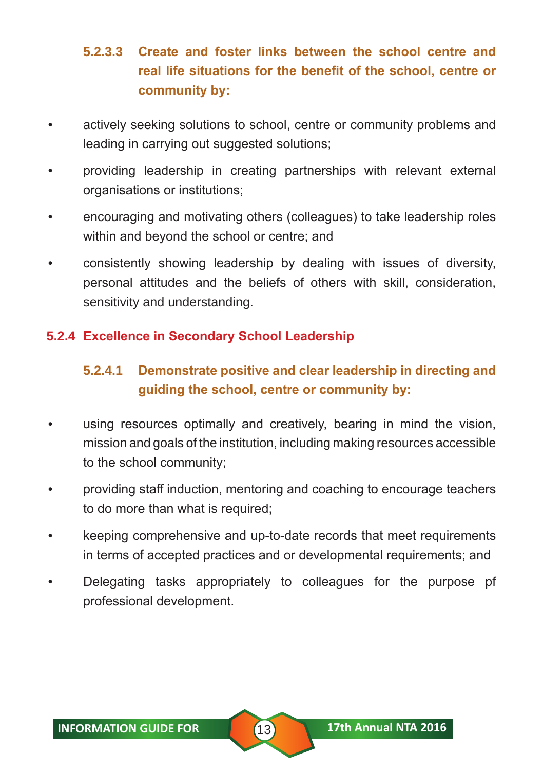### 5.2.3.3 Create and foster links between the school centre and real life situations for the benefit of the school, centre or community by:

- actively seeking solutions to school, centre or community problems and leading in carrying out suggested solutions;
- providing leadership in creating partnerships with relevant external organisations or institutions;
- encouraging and motivating others (colleagues) to take leadership roles within and beyond the school or centre; and
- consistently showing leadership by dealing with issues of diversity, personal attitudes and the beliefs of others with skill, consideration, sensitivity and understanding.

## 5.2.4 Excellence in Secondary School Leadership

### 5.2.4.1 Demonstrate positive and clear leadership in directing and guiding the school, centre or community by:

- using resources optimally and creatively, bearing in mind the vision, mission and goals of the institution, including making resources accessible to the school community;
- providing staff induction, mentoring and coaching to encourage teachers to do more than what is required;
- keeping comprehensive and up-to-date records that meet requirements in terms of accepted practices and or developmental requirements; and
- Delegating tasks appropriately to colleagues for the purpose pf professional development.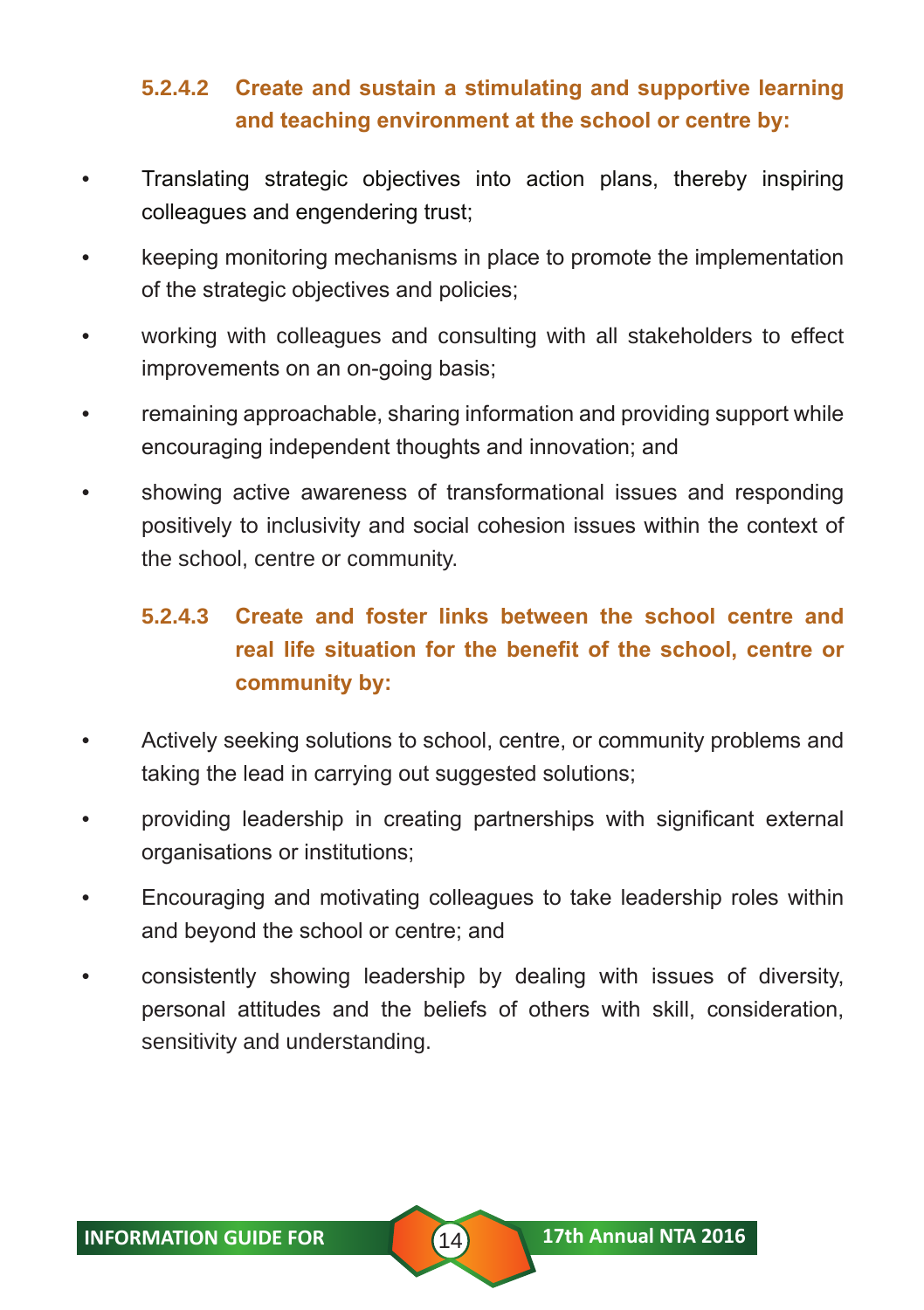#### 5.2.4.2 Create and sustain a stimulating and supportive learning and teaching environment at the school or centre by:

- Translating strategic objectives into action plans, thereby inspiring colleagues and engendering trust;
- keeping monitoring mechanisms in place to promote the implementation of the strategic objectives and policies;
- working with colleagues and consulting with all stakeholders to effect improvements on an on-going basis;
- remaining approachable, sharing information and providing support while encouraging independent thoughts and innovation; and
- showing active awareness of transformational issues and responding positively to inclusivity and social cohesion issues within the context of the school, centre or community.

#### 5.2.4.3 Create and foster links between the school centre and real life situation for the benefit of the school, centre or community by:

- Actively seeking solutions to school, centre, or community problems and taking the lead in carrying out suggested solutions;
- providing leadership in creating partnerships with significant external organisations or institutions;
- Encouraging and motivating colleagues to take leadership roles within and beyond the school or centre; and
- consistently showing leadership by dealing with issues of diversity, personal attitudes and the beliefs of others with skill, consideration, sensitivity and understanding.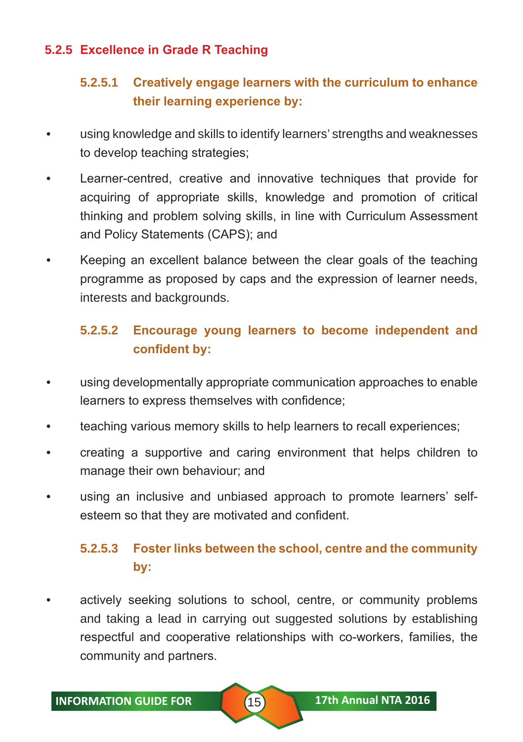### 5.2.5 Excellence in Grade R Teaching

#### 5.2.5.1 Creatively engage learners with the curriculum to enhance their learning experience by:

- using knowledge and skills to identify learners' strengths and weaknesses to develop teaching strategies;
- Learner-centred, creative and innovative techniques that provide for acquiring of appropriate skills, knowledge and promotion of critical thinking and problem solving skills, in line with Curriculum Assessment and Policy Statements (CAPS); and
- Keeping an excellent balance between the clear goals of the teaching programme as proposed by caps and the expression of learner needs, interests and backgrounds.

#### 5.2.5.2 Encourage young learners to become independent and confident by:

- using developmentally appropriate communication approaches to enable learners to express themselves with confidence;
- teaching various memory skills to help learners to recall experiences;
- creating a supportive and caring environment that helps children to manage their own behaviour; and
- using an inclusive and unbiased approach to promote learners' self-esteem so that they are motivated and confident.

#### 5.2.5.3 Foster links between the school, centre and the community by:

- actively seeking solutions to school, centre, or community problems and taking a lead in carrying out suggested solutions by establishing respectful and cooperative relationships with co-workers, families, the community and partners.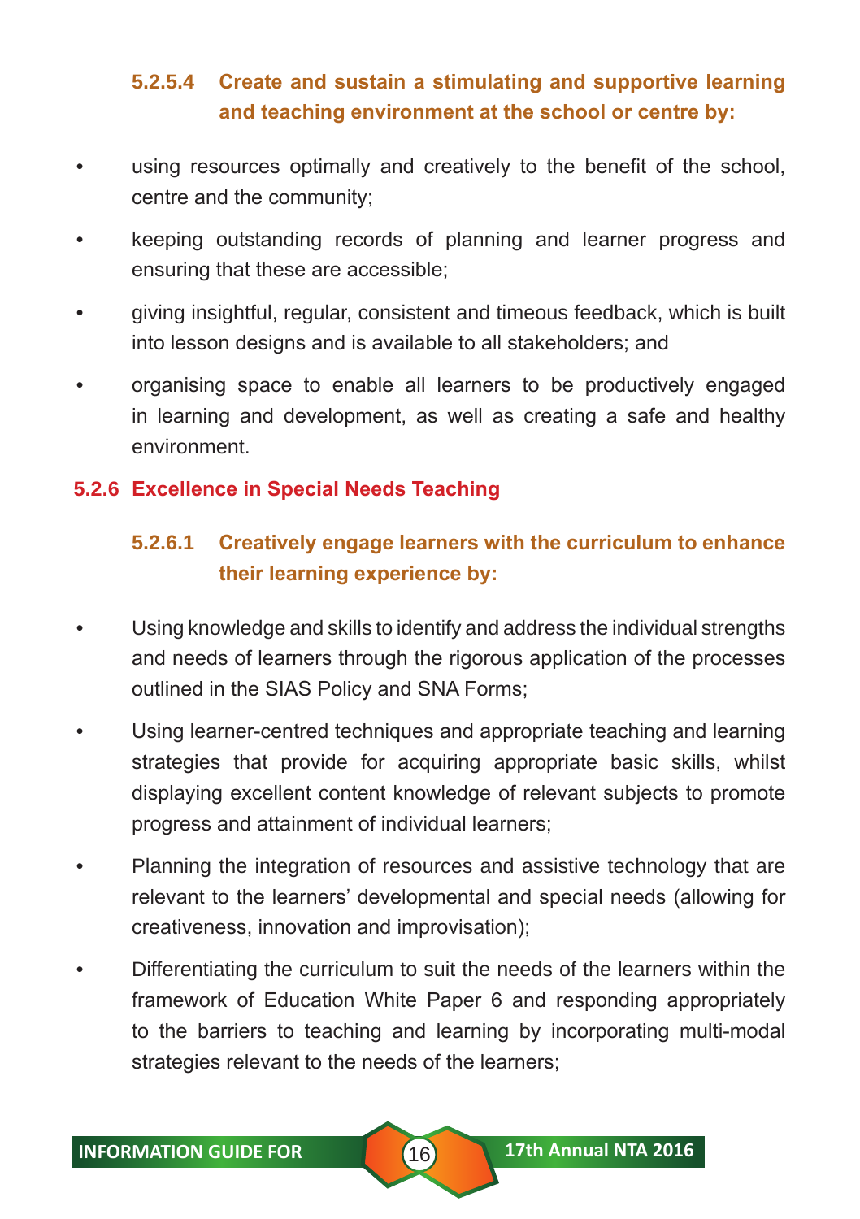#### 5.2.5.4 Create and sustain a stimulating and supportive learning and teaching environment at the school or centre by:

- using resources optimally and creatively to the benefit of the school, centre and the community;
- keeping outstanding records of planning and learner progress and ensuring that these are accessible;
- giving insightful, regular, consistent and timeous feedback, which is built into lesson designs and is available to all stakeholders; and
- organising space to enable all learners to be productively engaged in learning and development, as well as creating a safe and healthy environment.

### 5.2.6 Excellence in Special Needs Teaching

#### 5.2.6.1 Creatively engage learners with the curriculum to enhance their learning experience by:

- Using knowledge and skills to identify and address the individual strengths and needs of learners through the rigorous application of the processes outlined in the SIAS Policy and SNA Forms;
- Using learner-centred techniques and appropriate teaching and learning strategies that provide for acquiring appropriate basic skills, whilst displaying excellent content knowledge of relevant subjects to promote progress and attainment of individual learners;
- Planning the integration of resources and assistive technology that are relevant to the learners' developmental and special needs (allowing for creativeness, innovation and improvisation);
- Differentiating the curriculum to suit the needs of the learners within the framework of Education White Paper 6 and responding appropriately to the barriers to teaching and learning by incorporating multi-modal strategies relevant to the needs of the learners;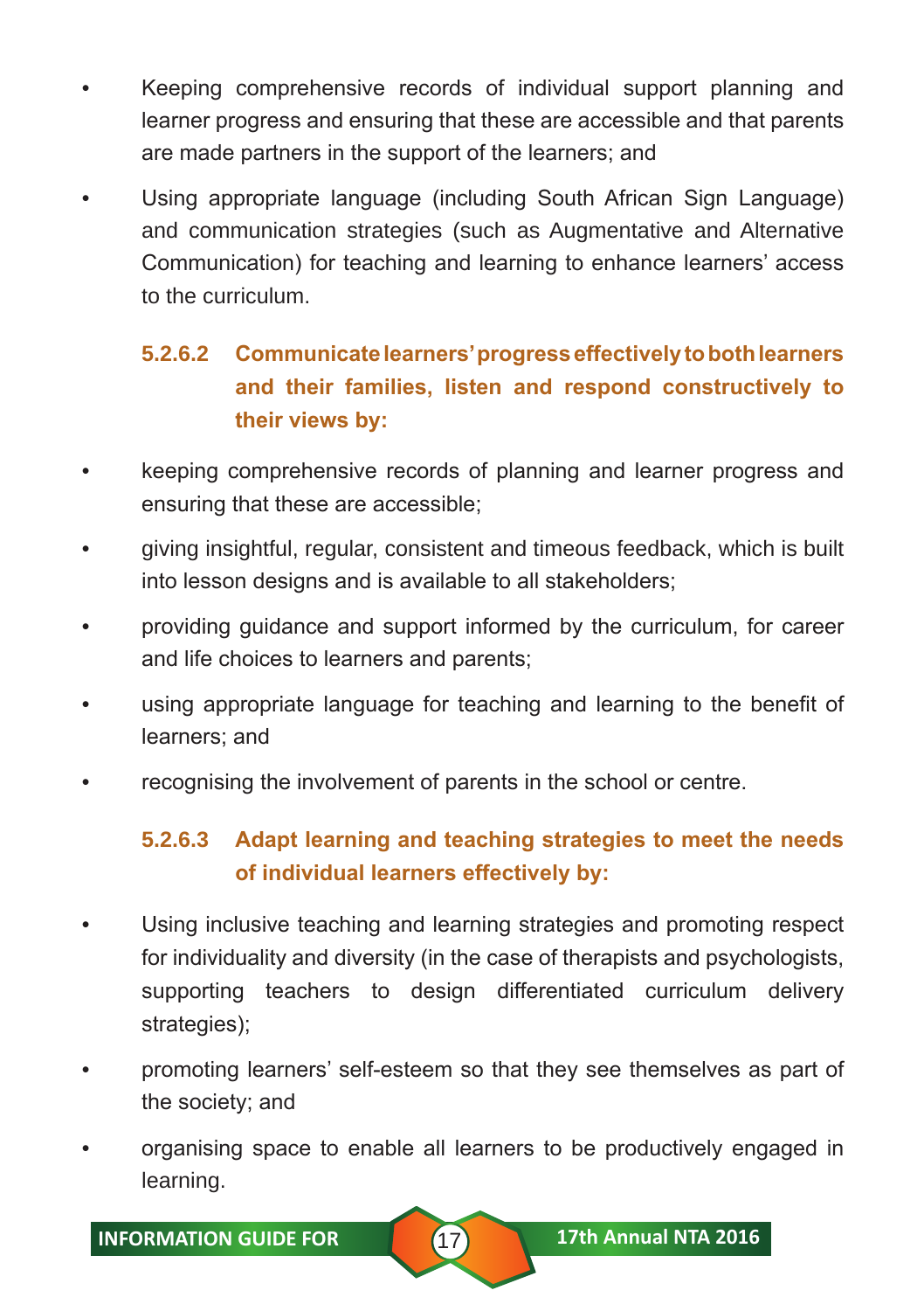- Keeping comprehensive records of individual support planning and learner progress and ensuring that these are accessible and that parents are made partners in the support of the learners; and
- Using appropriate language (including South African Sign Language) and communication strategies (such as Augmentative and Alternative Communication) for teaching and learning to enhance learners' access to the curriculum.

#### 5.2.6.2 Communicate learners' progress effectively to both learners and their families, listen and respond constructively to their views by:

- keeping comprehensive records of planning and learner progress and ensuring that these are accessible;
- giving insightful, regular, consistent and timeous feedback, which is built into lesson designs and is available to all stakeholders;
- providing guidance and support informed by the curriculum, for career and life choices to learners and parents;
- using appropriate language for teaching and learning to the benefit of learners; and
- recognising the involvement of parents in the school or centre.

#### 5.2.6.3 Adapt learning and teaching strategies to meet the needs of individual learners effectively by:

- Using inclusive teaching and learning strategies and promoting respect for individuality and diversity (in the case of therapists and psychologists, supporting teachers to design differentiated curriculum delivery strategies);
- promoting learners' self-esteem so that they see themselves as part of the society; and
- organising space to enable all learners to be productively engaged in learning.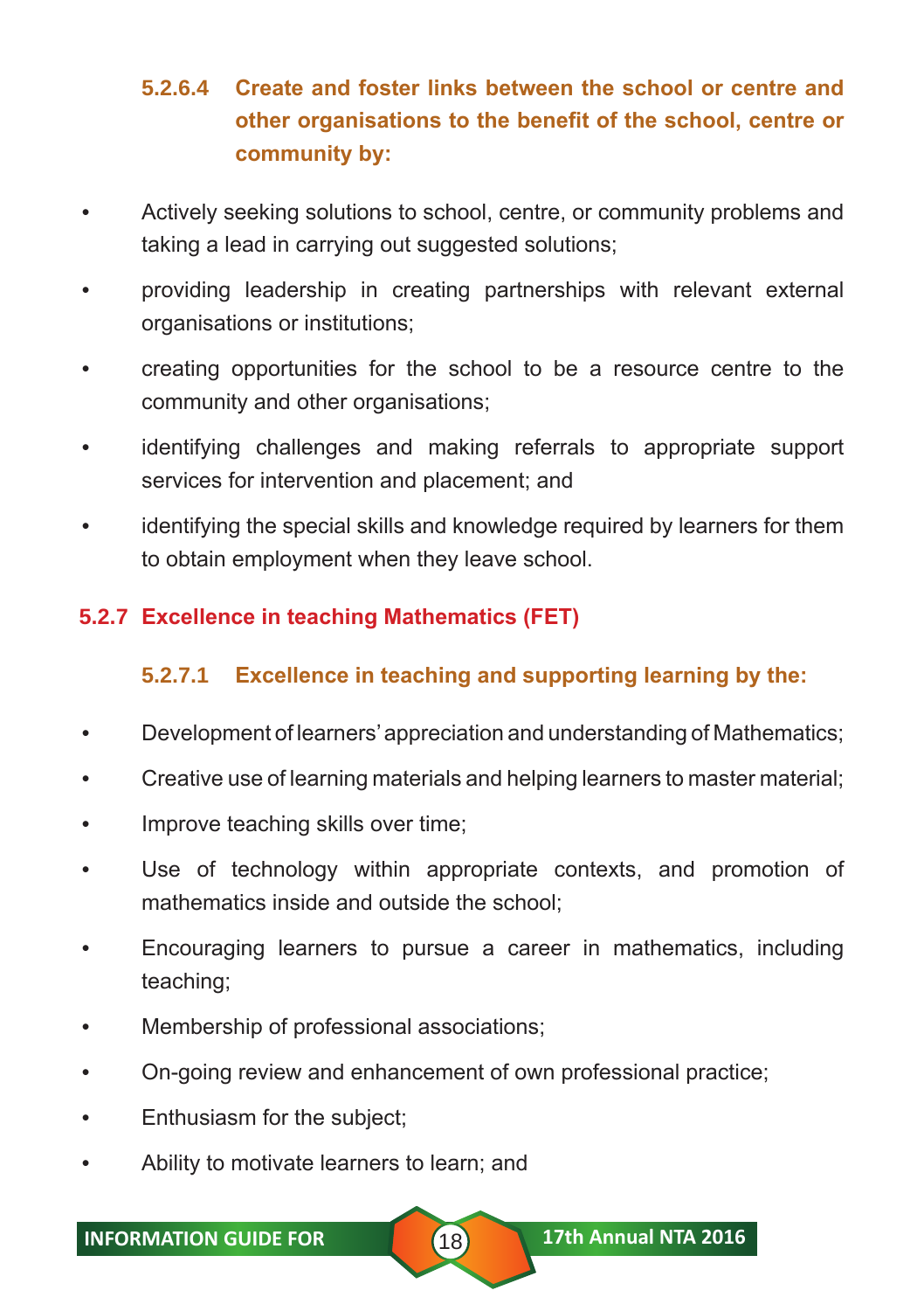#### 5.2.6.4 Create and foster links between the school or centre and other organisations to the benefit of the school, centre or community by:

- Actively seeking solutions to school, centre, or community problems and taking a lead in carrying out suggested solutions;
- providing leadership in creating partnerships with relevant external organisations or institutions;
- creating opportunities for the school to be a resource centre to the community and other organisations;
- identifying challenges and making referrals to appropriate support services for intervention and placement; and
- identifying the special skills and knowledge required by learners for them to obtain employment when they leave school.

### 5.2.7 Excellence in teaching Mathematics (FET)

#### 5.2.7.1 Excellence in teaching and supporting learning by the:

- Development of learners' appreciation and understanding of Mathematics;
- Creative use of learning materials and helping learners to master material;
- Improve teaching skills over time;
- Use of technology within appropriate contexts, and promotion of mathematics inside and outside the school;
- Encouraging learners to pursue a career in mathematics, including teaching;
- Membership of professional associations;
- On-going review and enhancement of own professional practice;
- Enthusiasm for the subject;
- Ability to motivate learners to learn; and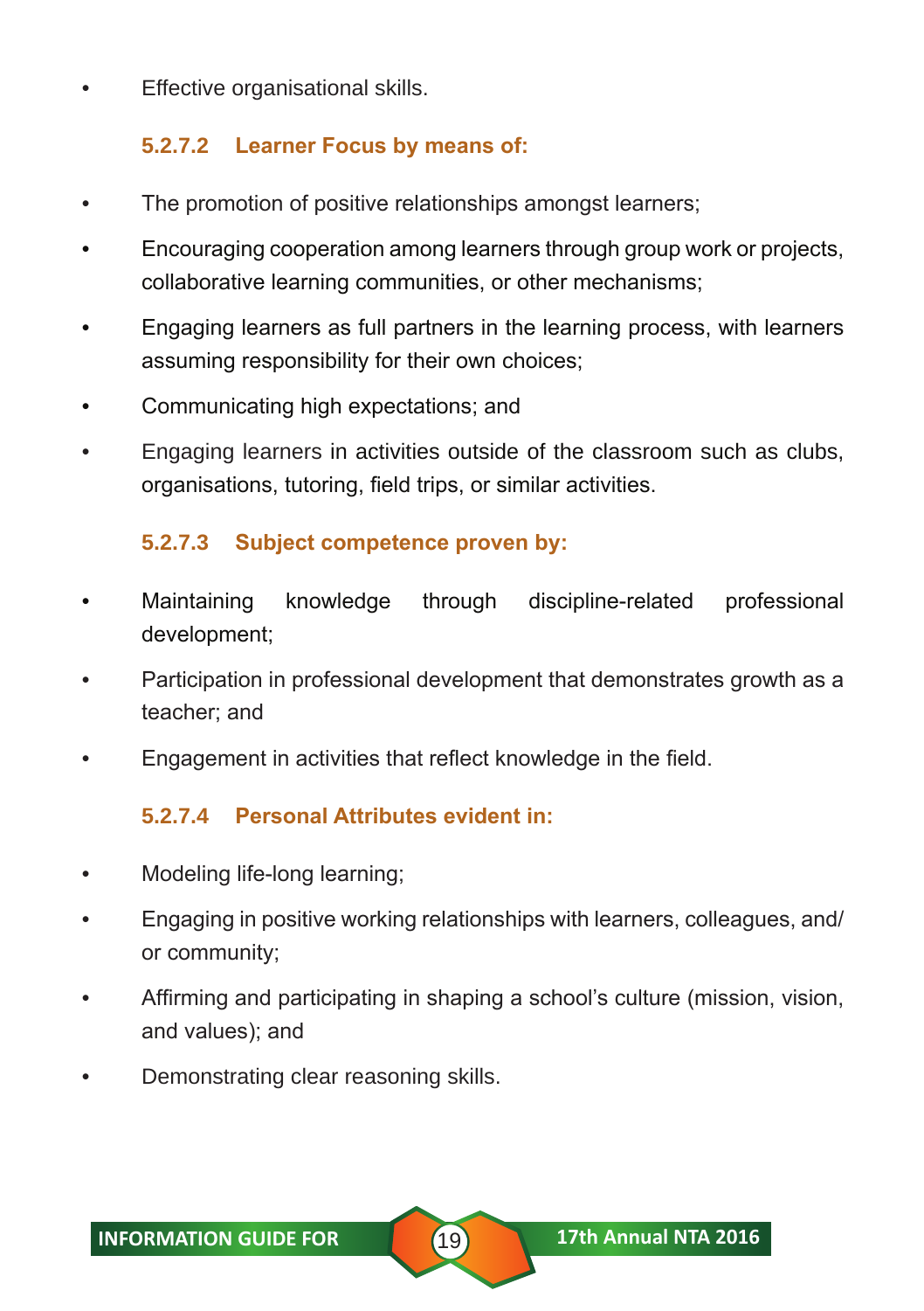- Effective organisational skills.

#### 5.2.7.2 Learner Focus by means of:

- The promotion of positive relationships amongst learners;
- Encouraging cooperation among learners through group work or projects, collaborative learning communities, or other mechanisms;
- Engaging learners as full partners in the learning process, with learners assuming responsibility for their own choices;
- Communicating high expectations; and
- Engaging learners in activities outside of the classroom such as clubs, organisations, tutoring, field trips, or similar activities.

#### 5.2.7.3 Subject competence proven by:

- Maintaining knowledge through discipline-related professional development;
- Participation in professional development that demonstrates growth as a teacher; and
- Engagement in activities that reflect knowledge in the field.

#### 5.2.7.4 Personal Attributes evident in:

- Modeling life-long learning;
- Engaging in positive working relationships with learners, colleagues, and/or community;
- Affirming and participating in shaping a school's culture (mission, vision, and values); and
- Demonstrating clear reasoning skills.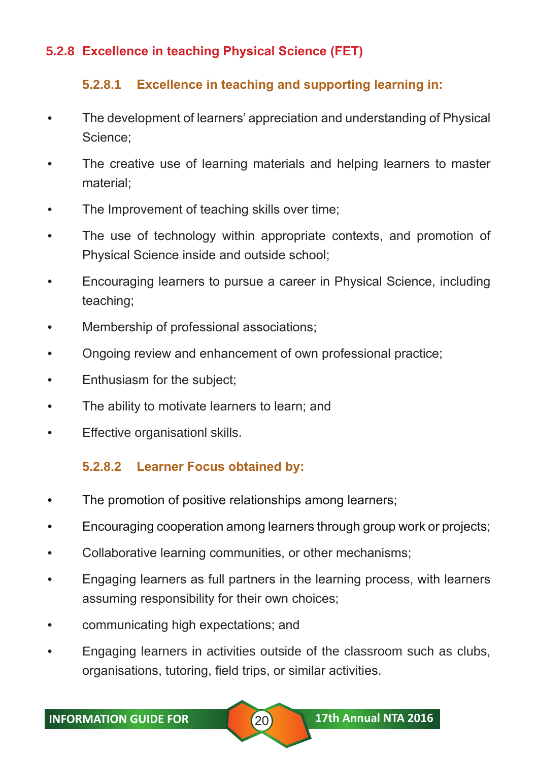### 5.2.8 Excellence in teaching Physical Science (FET)

#### 5.2.8.1 Excellence in teaching and supporting learning in:

- The development of learners' appreciation and understanding of Physical Science;
- The creative use of learning materials and helping learners to master material;
- The Improvement of teaching skills over time;
- The use of technology within appropriate contexts, and promotion of Physical Science inside and outside school;
- Encouraging learners to pursue a career in Physical Science, including teaching;
- Membership of professional associations;
- Ongoing review and enhancement of own professional practice;
- Enthusiasm for the subject;
- The ability to motivate learners to learn; and
- Effective organisationl skills.

#### 5.2.8.2 Learner Focus obtained by:

- The promotion of positive relationships among learners;
- Encouraging cooperation among learners through group work or projects;
- Collaborative learning communities, or other mechanisms;
- Engaging learners as full partners in the learning process, with learners assuming responsibility for their own choices;
- communicating high expectations; and
- Engaging learners in activities outside of the classroom such as clubs, organisations, tutoring, field trips, or similar activities.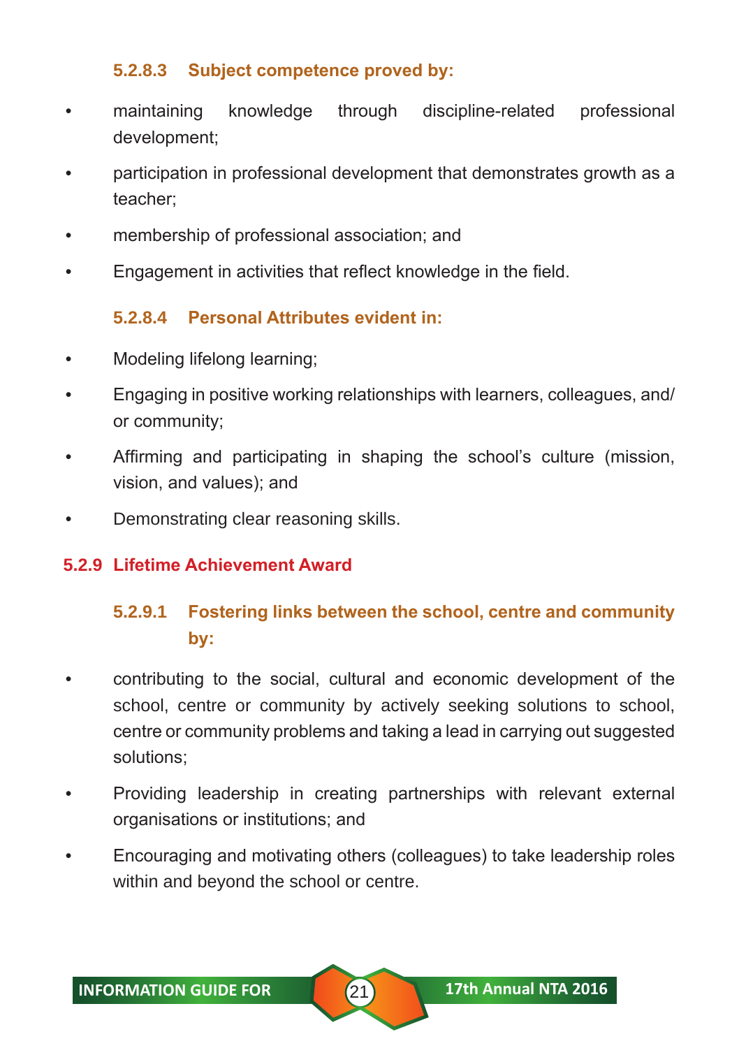#### 5.2.8.3 Subject competence proved by:

- maintaining knowledge through discipline-related professional development;
- participation in professional development that demonstrates growth as a teacher;
- membership of professional association; and
- Engagement in activities that reflect knowledge in the field.

#### 5.2.8.4 Personal Attributes evident in:

- Modeling lifelong learning;
- Engaging in positive working relationships with learners, colleagues, and/or community;
- Affirming and participating in shaping the school's culture (mission, vision, and values); and
- Demonstrating clear reasoning skills.

### 5.2.9 Lifetime Achievement Award

#### 5.2.9.1 Fostering links between the school, centre and community by:

- contributing to the social, cultural and economic development of the school, centre or community by actively seeking solutions to school, centre or community problems and taking a lead in carrying out suggested solutions;
- Providing leadership in creating partnerships with relevant external organisations or institutions; and
- Encouraging and motivating others (colleagues) to take leadership roles within and beyond the school or centre.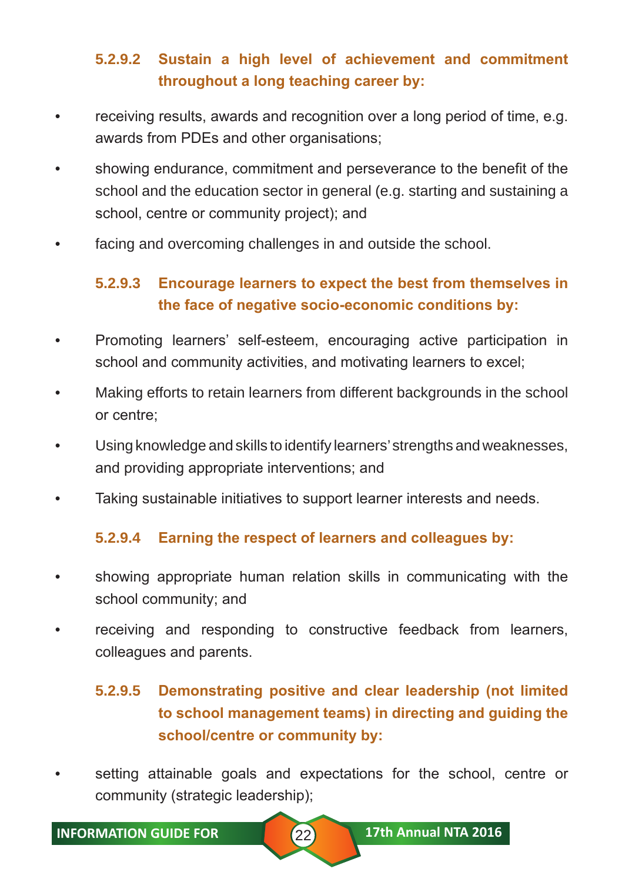#### 5.2.9.2 Sustain a high level of achievement and commitment throughout a long teaching career by:

- receiving results, awards and recognition over a long period of time, e.g. awards from PDEs and other organisations;
- showing endurance, commitment and perseverance to the benefit of the school and the education sector in general (e.g. starting and sustaining a school, centre or community project); and
- facing and overcoming challenges in and outside the school.

#### 5.2.9.3 Encourage learners to expect the best from themselves in the face of negative socio-economic conditions by:

- Promoting learners' self-esteem, encouraging active participation in school and community activities, and motivating learners to excel;
- Making efforts to retain learners from different backgrounds in the school or centre;
- Using knowledge and skills to identify learners' strengths and weaknesses, and providing appropriate interventions; and
- Taking sustainable initiatives to support learner interests and needs.

#### 5.2.9.4 Earning the respect of learners and colleagues by:

- showing appropriate human relation skills in communicating with the school community; and
- receiving and responding to constructive feedback from learners, colleagues and parents.

#### 5.2.9.5 Demonstrating positive and clear leadership (not limited to school management teams) in directing and guiding the school/centre or community by:

- setting attainable goals and expectations for the school, centre or community (strategic leadership);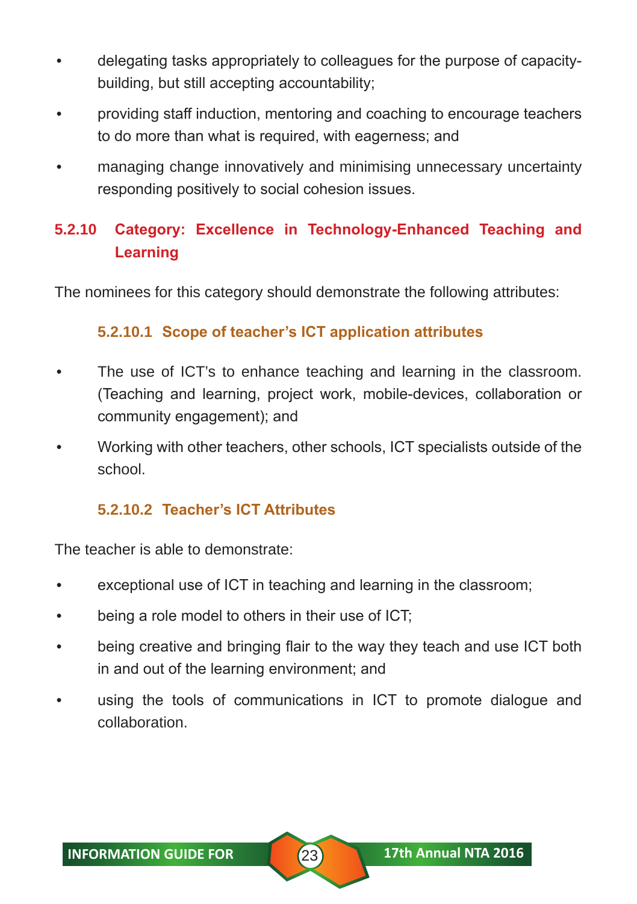- delegating tasks appropriately to colleagues for the purpose of capacity-building, but still accepting accountability;
- providing staff induction, mentoring and coaching to encourage teachers to do more than what is required, with eagerness; and
- managing change innovatively and minimising unnecessary uncertainty responding positively to social cohesion issues.

### 5.2.10 Category: Excellence in Technology-Enhanced Teaching and Learning

The nominees for this category should demonstrate the following attributes:

#### 5.2.10.1 Scope of teacher's ICT application attributes

- The use of ICT's to enhance teaching and learning in the classroom. (Teaching and learning, project work, mobile-devices, collaboration or community engagement); and
- Working with other teachers, other schools, ICT specialists outside of the school.

#### 5.2.10.2 Teacher's ICT Attributes

The teacher is able to demonstrate:

- exceptional use of ICT in teaching and learning in the classroom;
- being a role model to others in their use of ICT;
- being creative and bringing flair to the way they teach and use ICT both in and out of the learning environment; and
- using the tools of communications in ICT to promote dialogue and collaboration.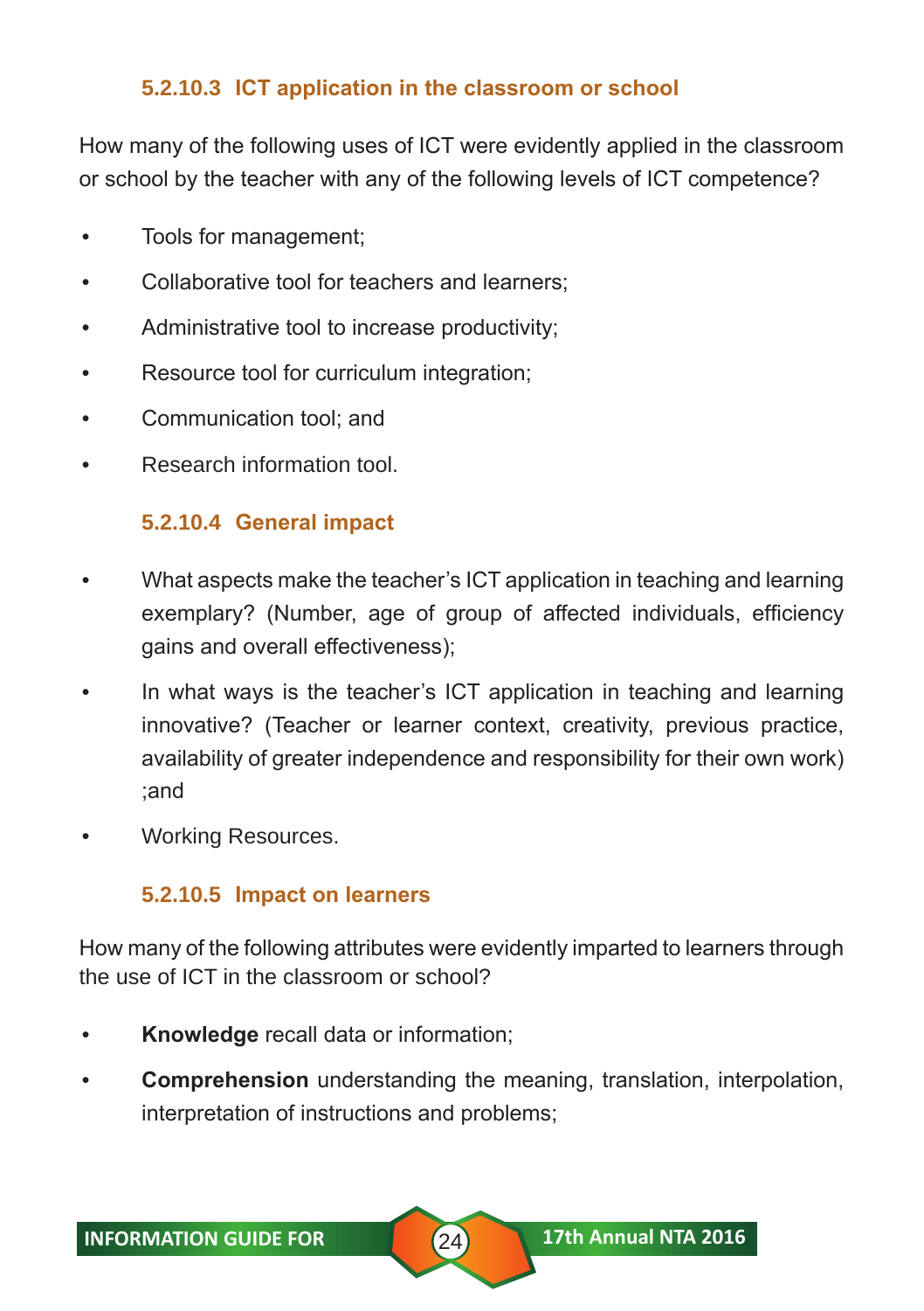#### 5.2.10.3 ICT application in the classroom or school

How many of the following uses of ICT were evidently applied in the classroom or school by the teacher with any of the following levels of ICT competence?

- Tools for management;
- Collaborative tool for teachers and learners;
- Administrative tool to increase productivity;
- Resource tool for curriculum integration;
- Communication tool; and
- Research information tool.

#### 5.2.10.4 General impact

- What aspects make the teacher's ICT application in teaching and learning exemplary? (Number, age of group of affected individuals, efficiency gains and overall effectiveness);
- In what ways is the teacher's ICT application in teaching and learning innovative? (Teacher or learner context, creativity, previous practice, availability of greater independence and responsibility for their own work) ;and
- Working Resources.

#### 5.2.10.5 Impact on learners

How many of the following attributes were evidently imparted to learners through the use of ICT in the classroom or school?

- **Knowledge** recall data or information;
- **Comprehension** understanding the meaning, translation, interpolation, interpretation of instructions and problems;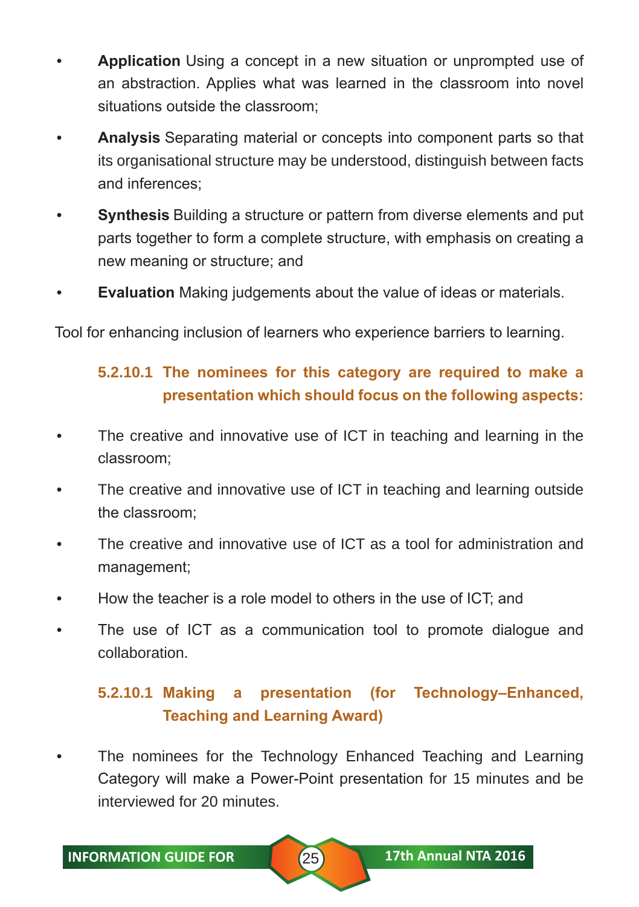- **Application** Using a concept in a new situation or unprompted use of an abstraction. Applies what was learned in the classroom into novel situations outside the classroom;
- **Analysis** Separating material or concepts into component parts so that its organisational structure may be understood, distinguish between facts and inferences;
- **Synthesis** Building a structure or pattern from diverse elements and put parts together to form a complete structure, with emphasis on creating a new meaning or structure; and
- **Evaluation** Making judgements about the value of ideas or materials.

Tool for enhancing inclusion of learners who experience barriers to learning.

#### 5.2.10.1 The nominees for this category are required to make a presentation which should focus on the following aspects:

- The creative and innovative use of ICT in teaching and learning in the classroom;
- The creative and innovative use of ICT in teaching and learning outside the classroom;
- The creative and innovative use of ICT as a tool for administration and management;
- How the teacher is a role model to others in the use of ICT; and
- The use of ICT as a communication tool to promote dialogue and collaboration.

#### 5.2.10.1 Making a presentation (for Technology–Enhanced, Teaching and Learning Award)

- The nominees for the Technology Enhanced Teaching and Learning Category will make a Power-Point presentation for 15 minutes and be interviewed for 20 minutes.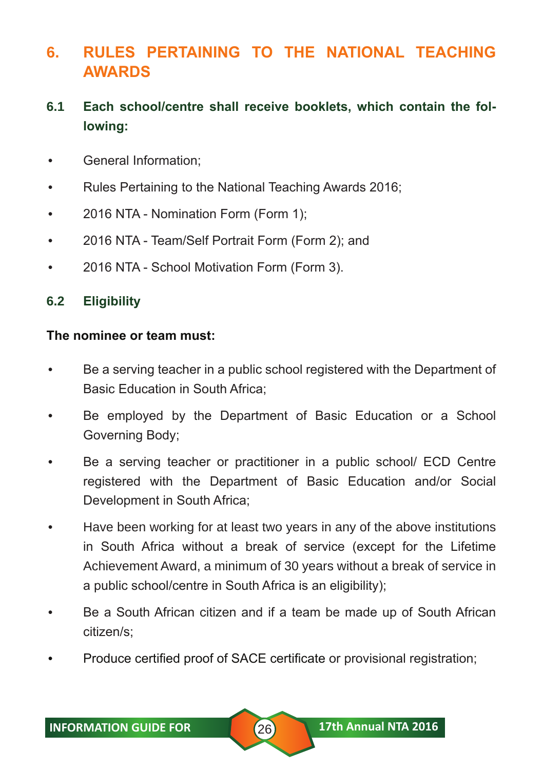## 6. RULES PERTAINING TO THE NATIONAL TEACHING AWARDS

### 6.1 Each school/centre shall receive booklets, which contain the following:

- General Information;
- Rules Pertaining to the National Teaching Awards 2016;
- 2016 NTA - Nomination Form (Form 1);
- 2016 NTA - Team/Self Portrait Form (Form 2); and
- 2016 NTA - School Motivation Form (Form 3).

### 6.2 Eligibility

**The nominee or team must:**

- Be a serving teacher in a public school registered with the Department of Basic Education in South Africa;
- Be employed by the Department of Basic Education or a School Governing Body;
- Be a serving teacher or practitioner in a public school/ ECD Centre registered with the Department of Basic Education and/or Social Development in South Africa;
- Have been working for at least two years in any of the above institutions in South Africa without a break of service (except for the Lifetime Achievement Award, a minimum of 30 years without a break of service in a public school/centre in South Africa is an eligibility);
- Be a South African citizen and if a team be made up of South African citizen/s;
- Produce certified proof of SACE certificate or provisional registration;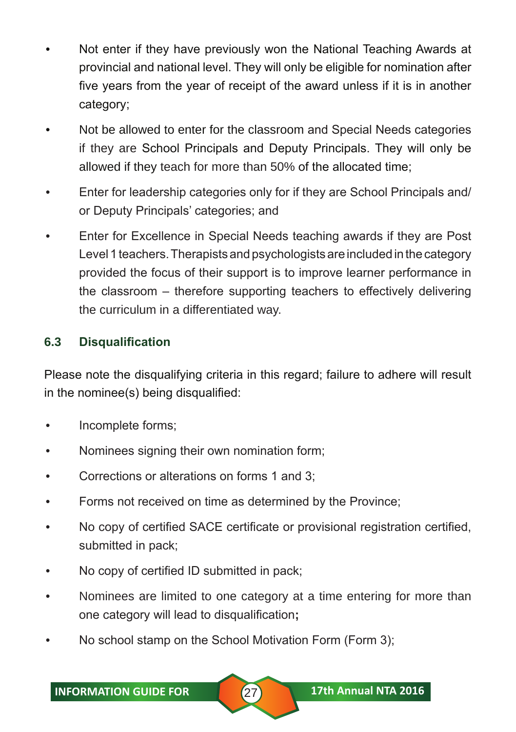- Not enter if they have previously won the National Teaching Awards at provincial and national level. They will only be eligible for nomination after five years from the year of receipt of the award unless if it is in another category;
- Not be allowed to enter for the classroom and Special Needs categories if they are School Principals and Deputy Principals. They will only be allowed if they teach for more than 50% of the allocated time;
- Enter for leadership categories only for if they are School Principals and/ or Deputy Principals' categories; and
- Enter for Excellence in Special Needs teaching awards if they are Post Level 1 teachers. Therapists and psychologists are included in the category provided the focus of their support is to improve learner performance in the classroom – therefore supporting teachers to effectively delivering the curriculum in a differentiated way.

### 6.3 Disqualification

Please note the disqualifying criteria in this regard; failure to adhere will result in the nominee(s) being disqualified:

- Incomplete forms;
- Nominees signing their own nomination form;
- Corrections or alterations on forms 1 and 3;
- Forms not received on time as determined by the Province;
- No copy of certified SACE certificate or provisional registration certified, submitted in pack;
- No copy of certified ID submitted in pack;
- Nominees are limited to one category at a time entering for more than one category will lead to disqualification**;**
- No school stamp on the School Motivation Form (Form 3);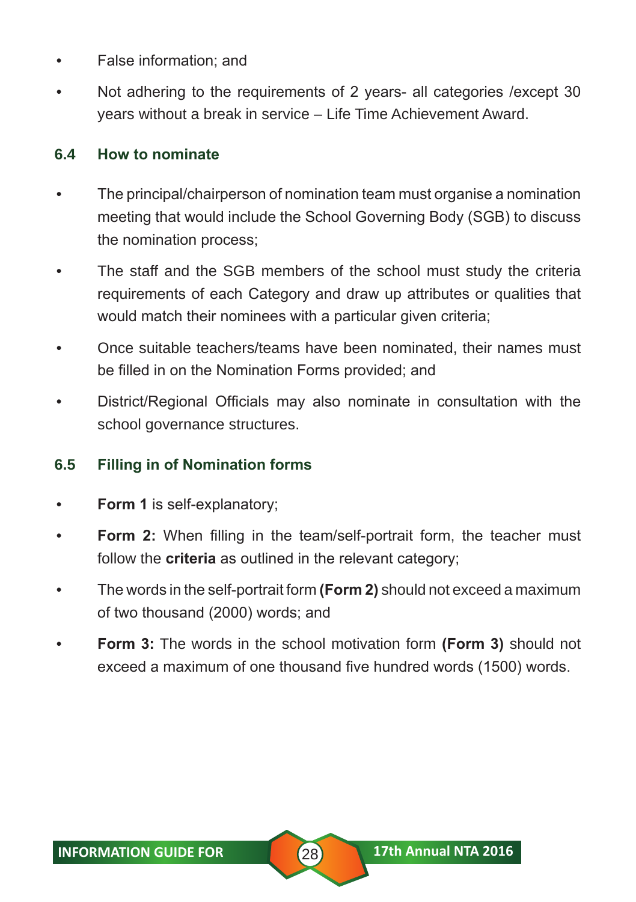- False information; and
- Not adhering to the requirements of 2 years- all categories /except 30 years without a break in service – Life Time Achievement Award.

### 6.4 How to nominate

- The principal/chairperson of nomination team must organise a nomination meeting that would include the School Governing Body (SGB) to discuss the nomination process;
- The staff and the SGB members of the school must study the criteria requirements of each Category and draw up attributes or qualities that would match their nominees with a particular given criteria;
- Once suitable teachers/teams have been nominated, their names must be filled in on the Nomination Forms provided; and
- District/Regional Officials may also nominate in consultation with the school governance structures.

### 6.5 Filling in of Nomination forms

- **Form 1** is self-explanatory;
- **Form 2:** When filling in the team/self-portrait form, the teacher must follow the **criteria** as outlined in the relevant category;
- The words in the self-portrait form **(Form 2)** should not exceed a maximum of two thousand (2000) words; and
- **Form 3:** The words in the school motivation form **(Form 3)** should not exceed a maximum of one thousand five hundred words (1500) words.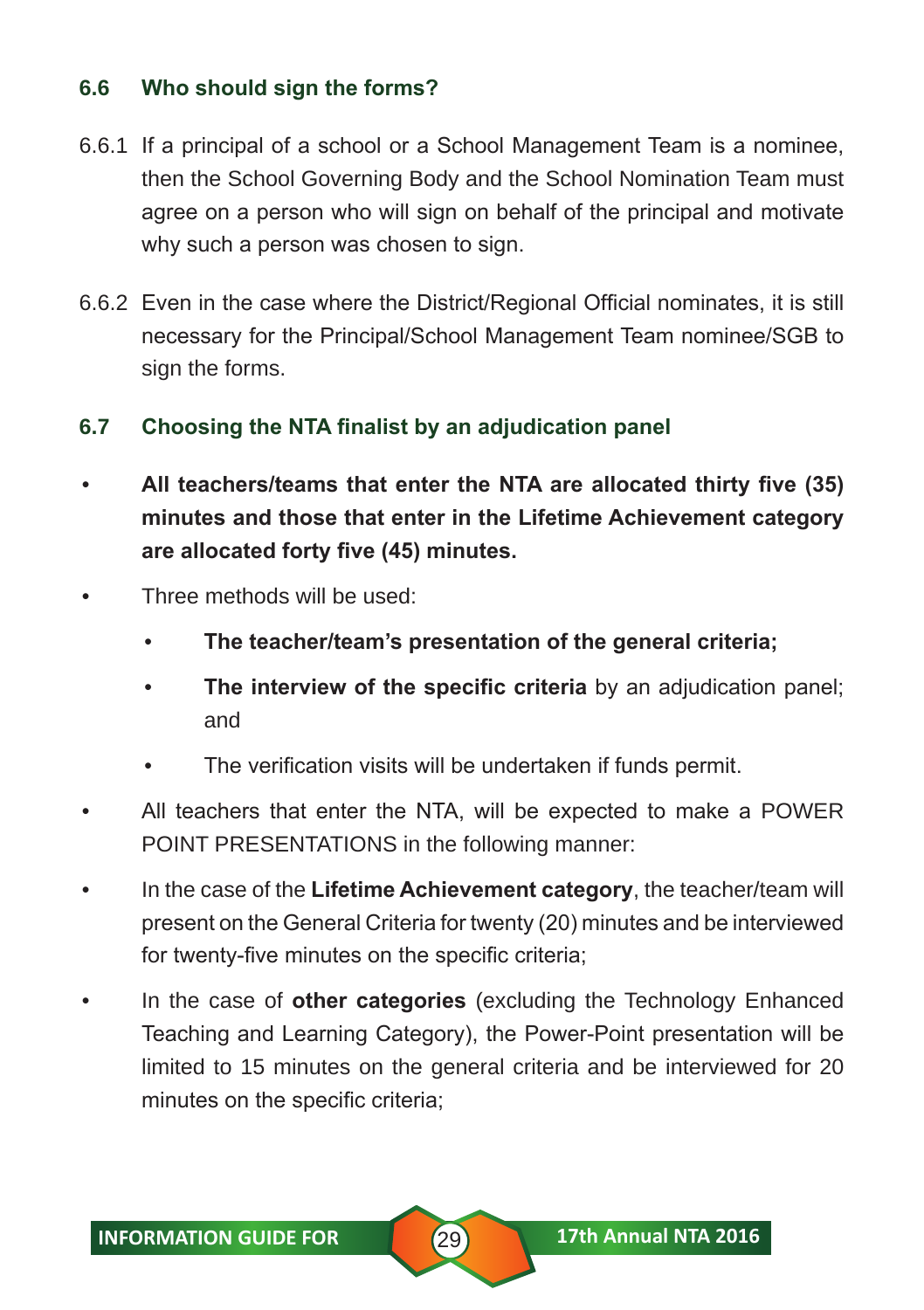### 6.6 Who should sign the forms?

6.6.1 If a principal of a school or a School Management Team is a nominee, then the School Governing Body and the School Nomination Team must agree on a person who will sign on behalf of the principal and motivate why such a person was chosen to sign.

6.6.2 Even in the case where the District/Regional Official nominates, it is still necessary for the Principal/School Management Team nominee/SGB to sign the forms.

### 6.7 Choosing the NTA finalist by an adjudication panel

- **All teachers/teams that enter the NTA are allocated thirty five (35) minutes and those that enter in the Lifetime Achievement category are allocated forty five (45) minutes.**
- Three methods will be used:
  - **The teacher/team's presentation of the general criteria;**
  - **The interview of the specific criteria** by an adjudication panel; and
  - The verification visits will be undertaken if funds permit.
- All teachers that enter the NTA, will be expected to make a POWER POINT PRESENTATIONS in the following manner:
- In the case of the **Lifetime Achievement category**, the teacher/team will present on the General Criteria for twenty (20) minutes and be interviewed for twenty-five minutes on the specific criteria;
- In the case of **other categories** (excluding the Technology Enhanced Teaching and Learning Category), the Power-Point presentation will be limited to 15 minutes on the general criteria and be interviewed for 20 minutes on the specific criteria;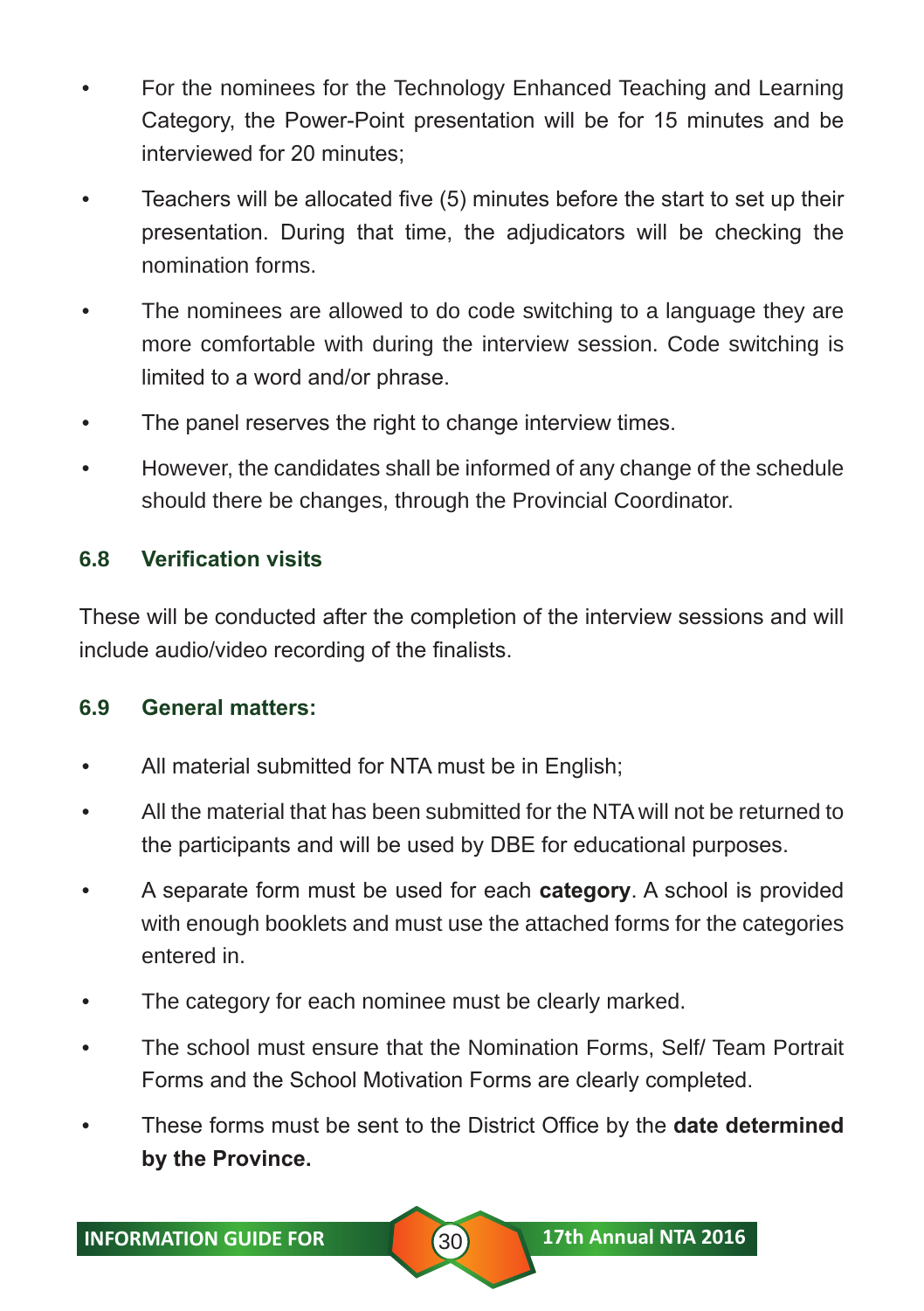- For the nominees for the Technology Enhanced Teaching and Learning Category, the Power-Point presentation will be for 15 minutes and be interviewed for 20 minutes;
- Teachers will be allocated five (5) minutes before the start to set up their presentation. During that time, the adjudicators will be checking the nomination forms.
- The nominees are allowed to do code switching to a language they are more comfortable with during the interview session. Code switching is limited to a word and/or phrase.
- The panel reserves the right to change interview times.
- However, the candidates shall be informed of any change of the schedule should there be changes, through the Provincial Coordinator.

### 6.8 Verification visits

These will be conducted after the completion of the interview sessions and will include audio/video recording of the finalists.

### 6.9 General matters:

- All material submitted for NTA must be in English;
- All the material that has been submitted for the NTA will not be returned to the participants and will be used by DBE for educational purposes.
- A separate form must be used for each **category**. A school is provided with enough booklets and must use the attached forms for the categories entered in.
- The category for each nominee must be clearly marked.
- The school must ensure that the Nomination Forms, Self/ Team Portrait Forms and the School Motivation Forms are clearly completed.
- These forms must be sent to the District Office by the **date determined by the Province.**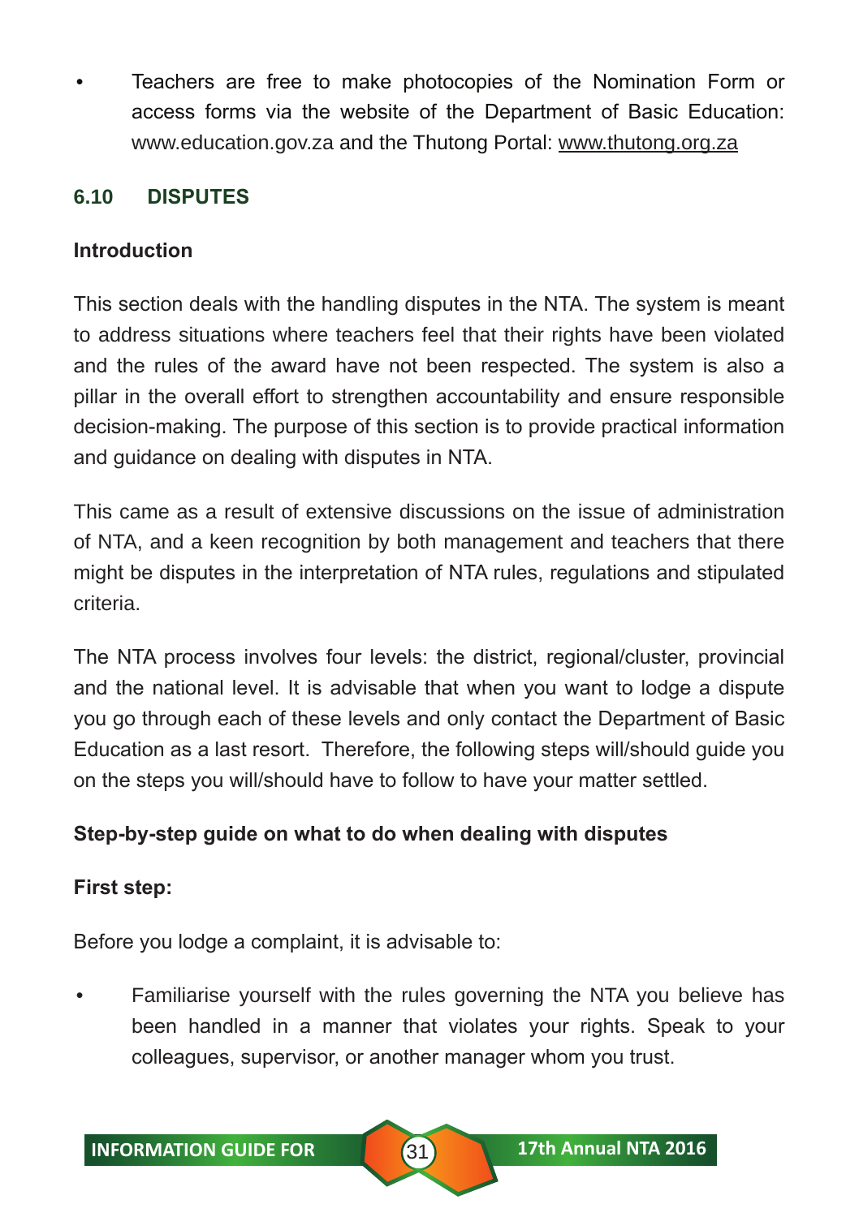- Teachers are free to make photocopies of the Nomination Form or access forms via the website of the Department of Basic Education: www.education.gov.za and the Thutong Portal: www.thutong.org.za

## 6.10 DISPUTES

**Introduction**

This section deals with the handling disputes in the NTA. The system is meant to address situations where teachers feel that their rights have been violated and the rules of the award have not been respected. The system is also a pillar in the overall effort to strengthen accountability and ensure responsible decision-making. The purpose of this section is to provide practical information and guidance on dealing with disputes in NTA.

This came as a result of extensive discussions on the issue of administration of NTA, and a keen recognition by both management and teachers that there might be disputes in the interpretation of NTA rules, regulations and stipulated criteria.

The NTA process involves four levels: the district, regional/cluster, provincial and the national level. It is advisable that when you want to lodge a dispute you go through each of these levels and only contact the Department of Basic Education as a last resort. Therefore, the following steps will/should guide you on the steps you will/should have to follow to have your matter settled.

**Step-by-step guide on what to do when dealing with disputes**

**First step:**

Before you lodge a complaint, it is advisable to:

- Familiarise yourself with the rules governing the NTA you believe has been handled in a manner that violates your rights. Speak to your colleagues, supervisor, or another manager whom you trust.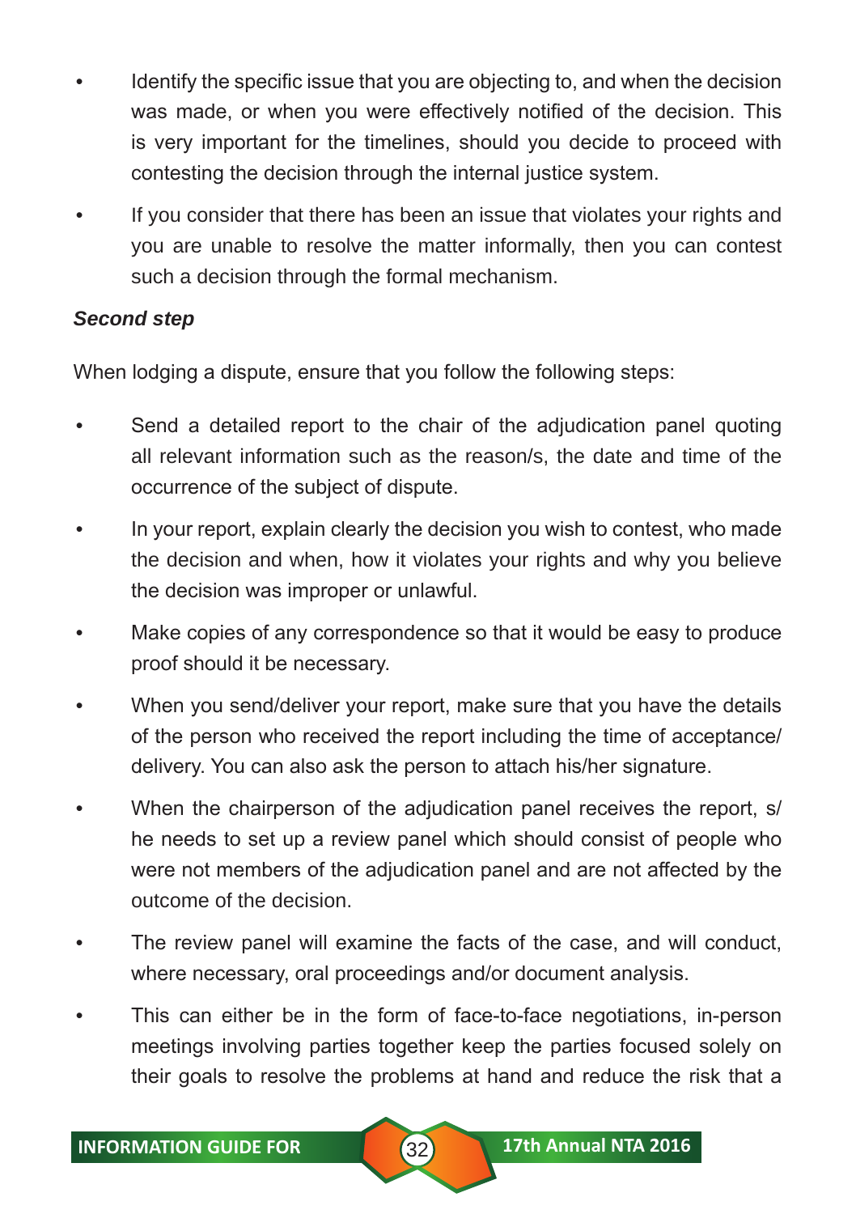- Identify the specific issue that you are objecting to, and when the decision was made, or when you were effectively notified of the decision. This is very important for the timelines, should you decide to proceed with contesting the decision through the internal justice system.
- If you consider that there has been an issue that violates your rights and you are unable to resolve the matter informally, then you can contest such a decision through the formal mechanism.

***Second step***

When lodging a dispute, ensure that you follow the following steps:

- Send a detailed report to the chair of the adjudication panel quoting all relevant information such as the reason/s, the date and time of the occurrence of the subject of dispute.
- In your report, explain clearly the decision you wish to contest, who made the decision and when, how it violates your rights and why you believe the decision was improper or unlawful.
- Make copies of any correspondence so that it would be easy to produce proof should it be necessary.
- When you send/deliver your report, make sure that you have the details of the person who received the report including the time of acceptance/ delivery. You can also ask the person to attach his/her signature.
- When the chairperson of the adjudication panel receives the report, s/ he needs to set up a review panel which should consist of people who were not members of the adjudication panel and are not affected by the outcome of the decision.
- The review panel will examine the facts of the case, and will conduct, where necessary, oral proceedings and/or document analysis.
- This can either be in the form of face-to-face negotiations, in-person meetings involving parties together keep the parties focused solely on their goals to resolve the problems at hand and reduce the risk that a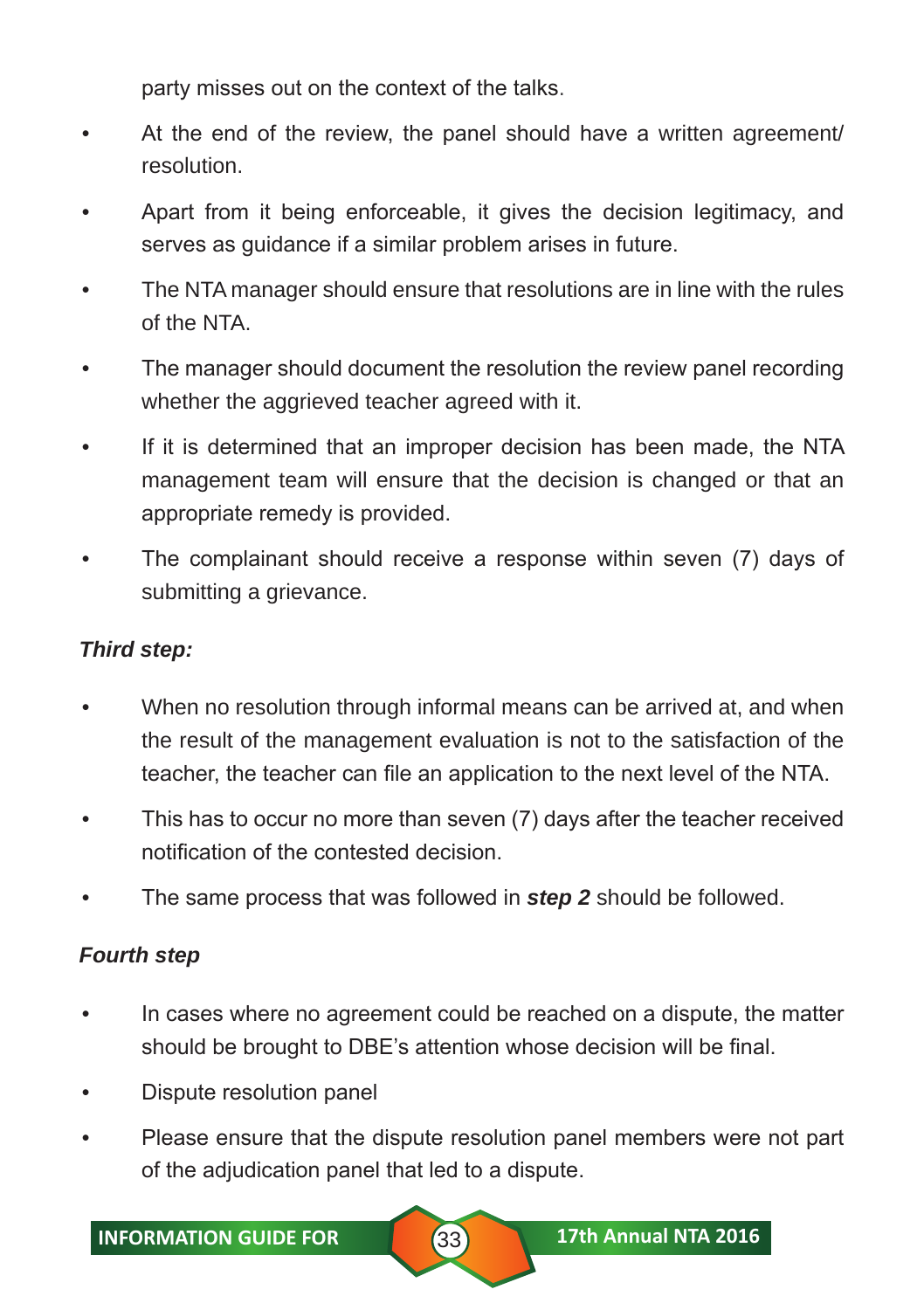party misses out on the context of the talks.

- At the end of the review, the panel should have a written agreement/ resolution.
- Apart from it being enforceable, it gives the decision legitimacy, and serves as guidance if a similar problem arises in future.
- The NTA manager should ensure that resolutions are in line with the rules of the NTA.
- The manager should document the resolution the review panel recording whether the aggrieved teacher agreed with it.
- If it is determined that an improper decision has been made, the NTA management team will ensure that the decision is changed or that an appropriate remedy is provided.
- The complainant should receive a response within seven (7) days of submitting a grievance.

***Third step:***

- When no resolution through informal means can be arrived at, and when the result of the management evaluation is not to the satisfaction of the teacher, the teacher can file an application to the next level of the NTA.
- This has to occur no more than seven (7) days after the teacher received notification of the contested decision.
- The same process that was followed in ***step 2*** should be followed.

***Fourth step***

- In cases where no agreement could be reached on a dispute, the matter should be brought to DBE's attention whose decision will be final.
- Dispute resolution panel
- Please ensure that the dispute resolution panel members were not part of the adjudication panel that led to a dispute.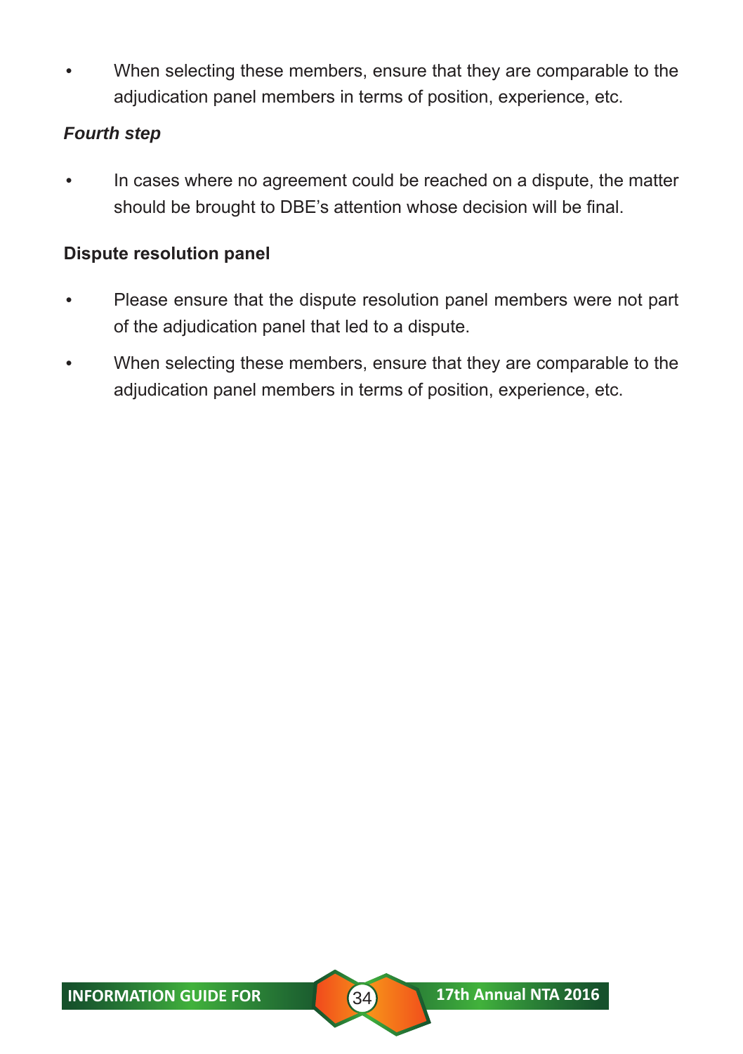- When selecting these members, ensure that they are comparable to the adjudication panel members in terms of position, experience, etc.

***Fourth step***

- In cases where no agreement could be reached on a dispute, the matter should be brought to DBE's attention whose decision will be final.

**Dispute resolution panel**

- Please ensure that the dispute resolution panel members were not part of the adjudication panel that led to a dispute.
- When selecting these members, ensure that they are comparable to the adjudication panel members in terms of position, experience, etc.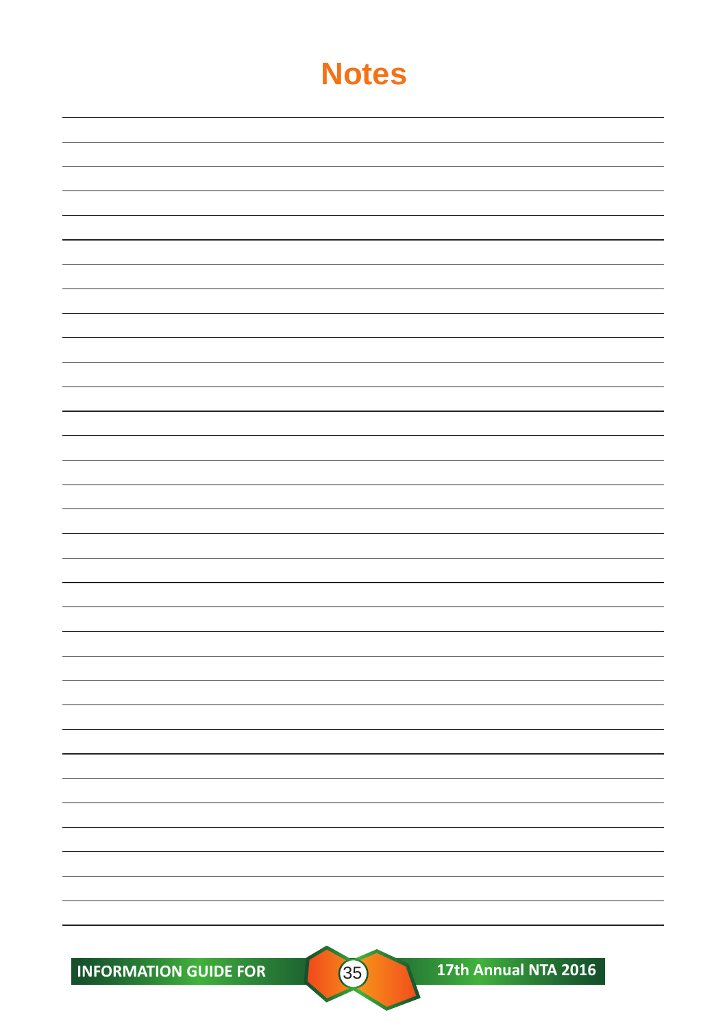# Notes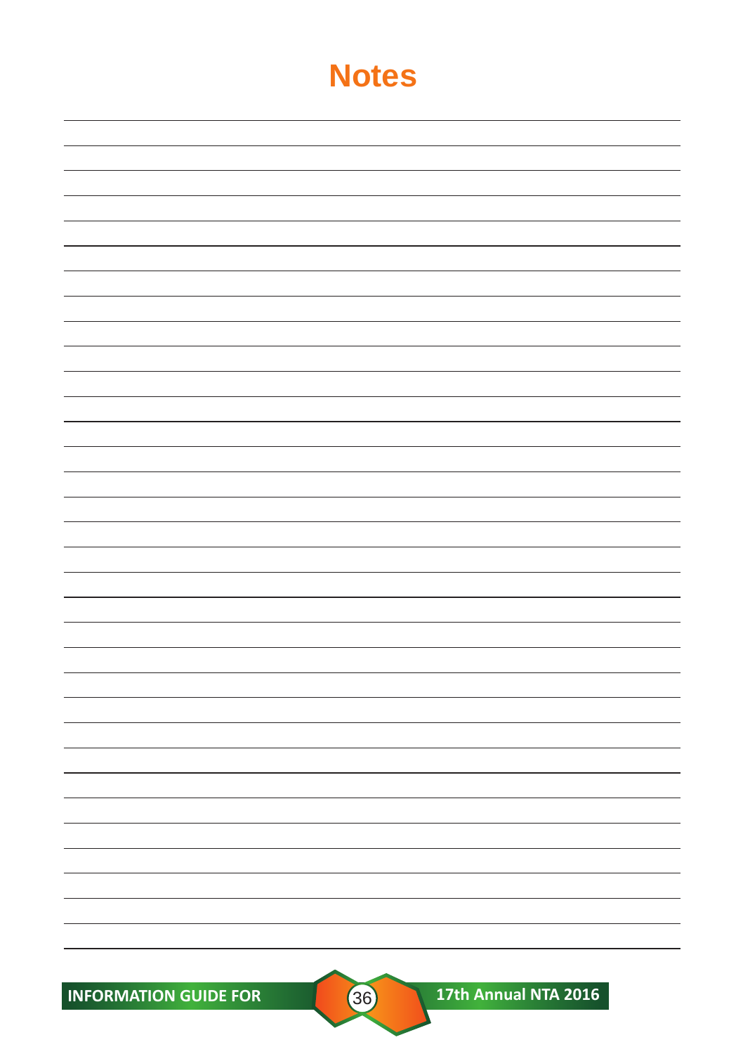# Notes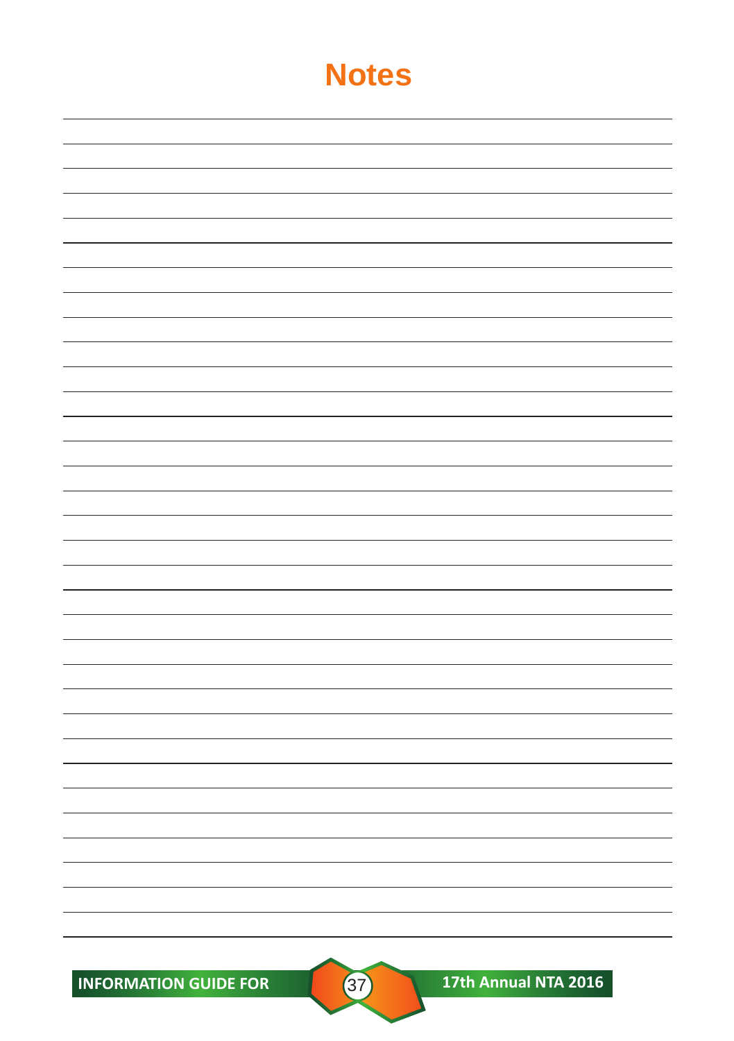# Notes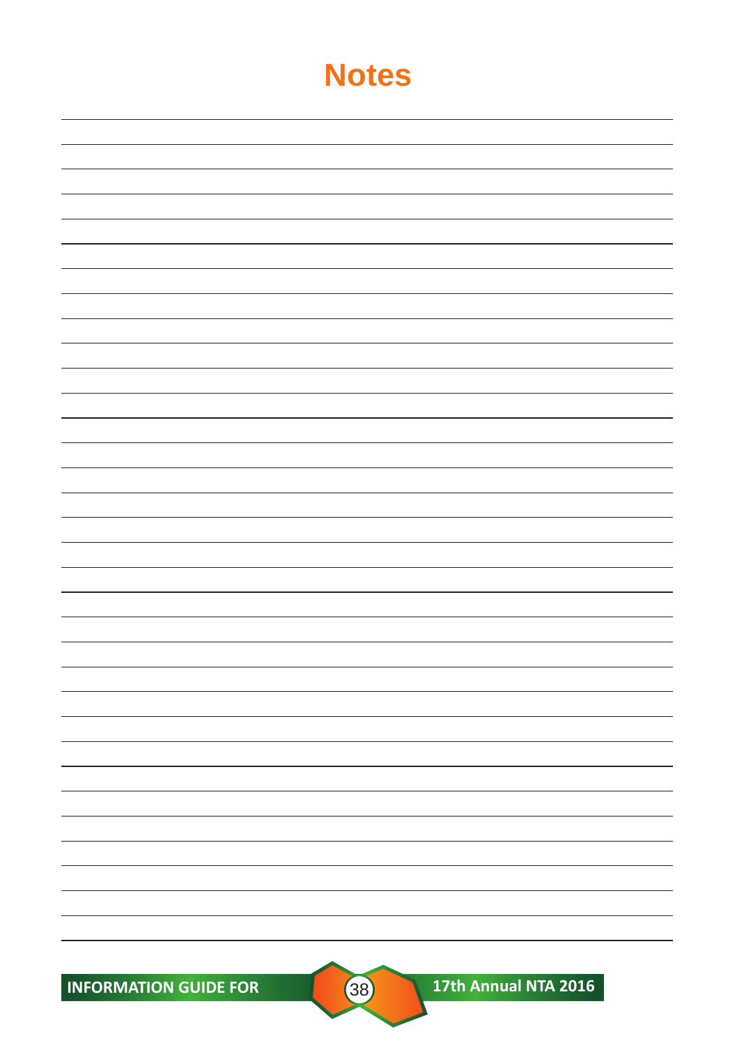# Notes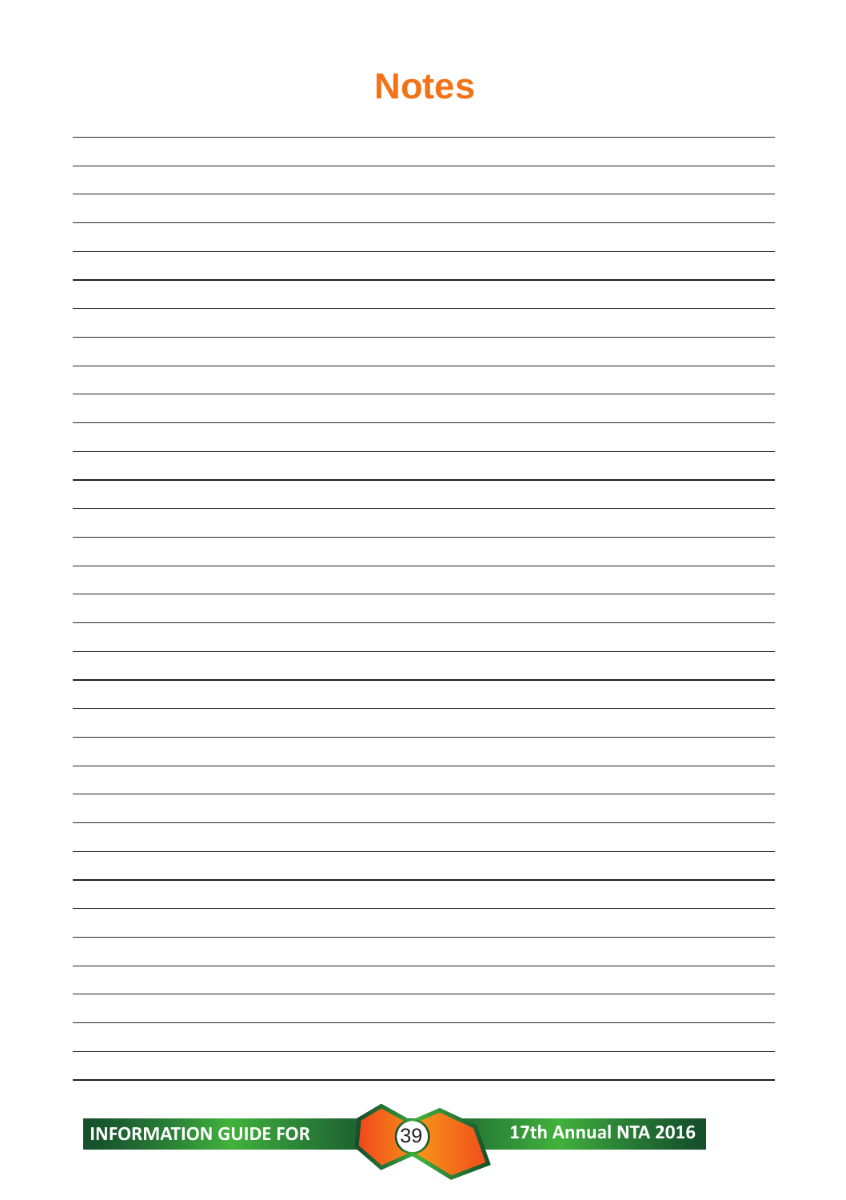# Notes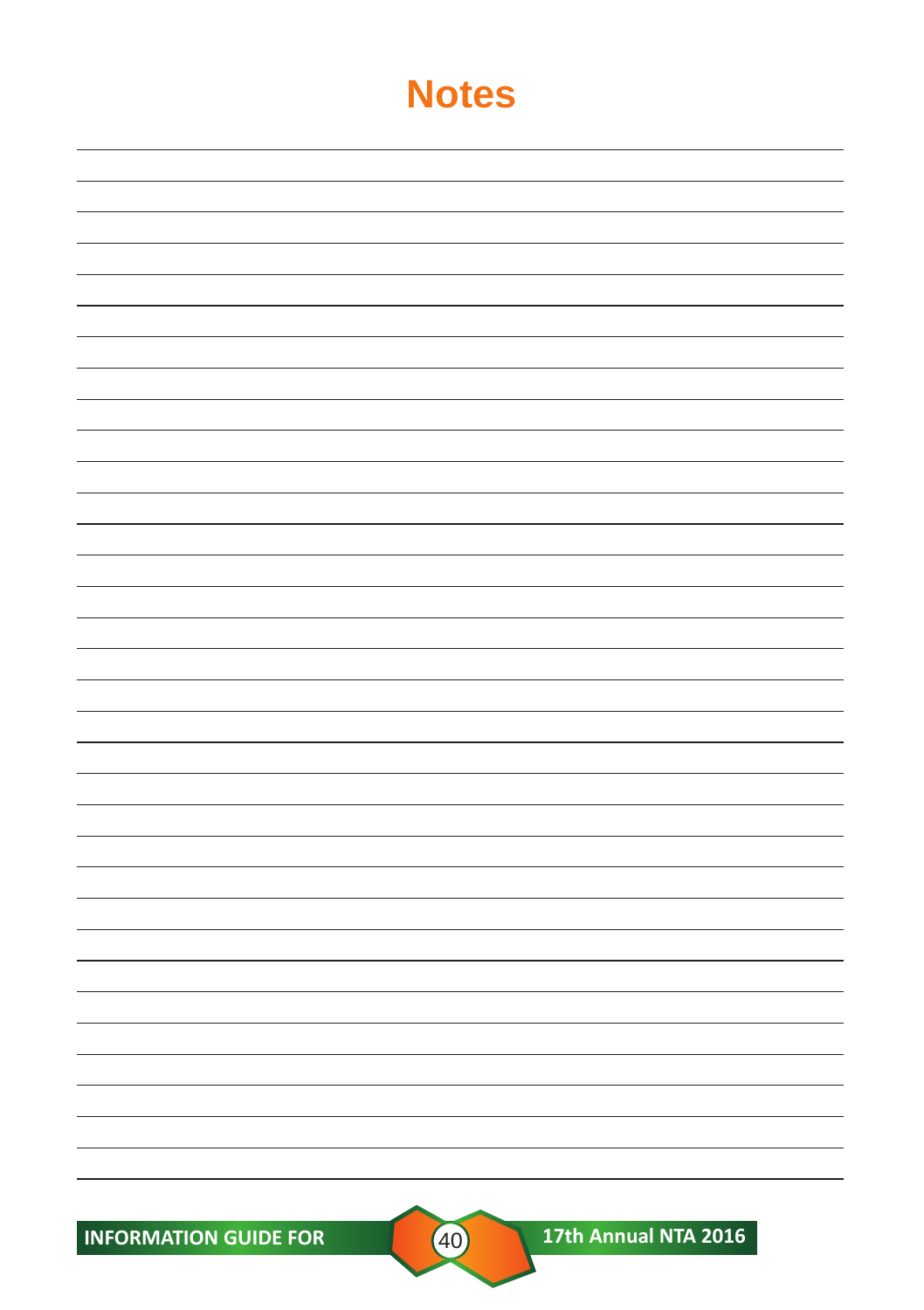# Notes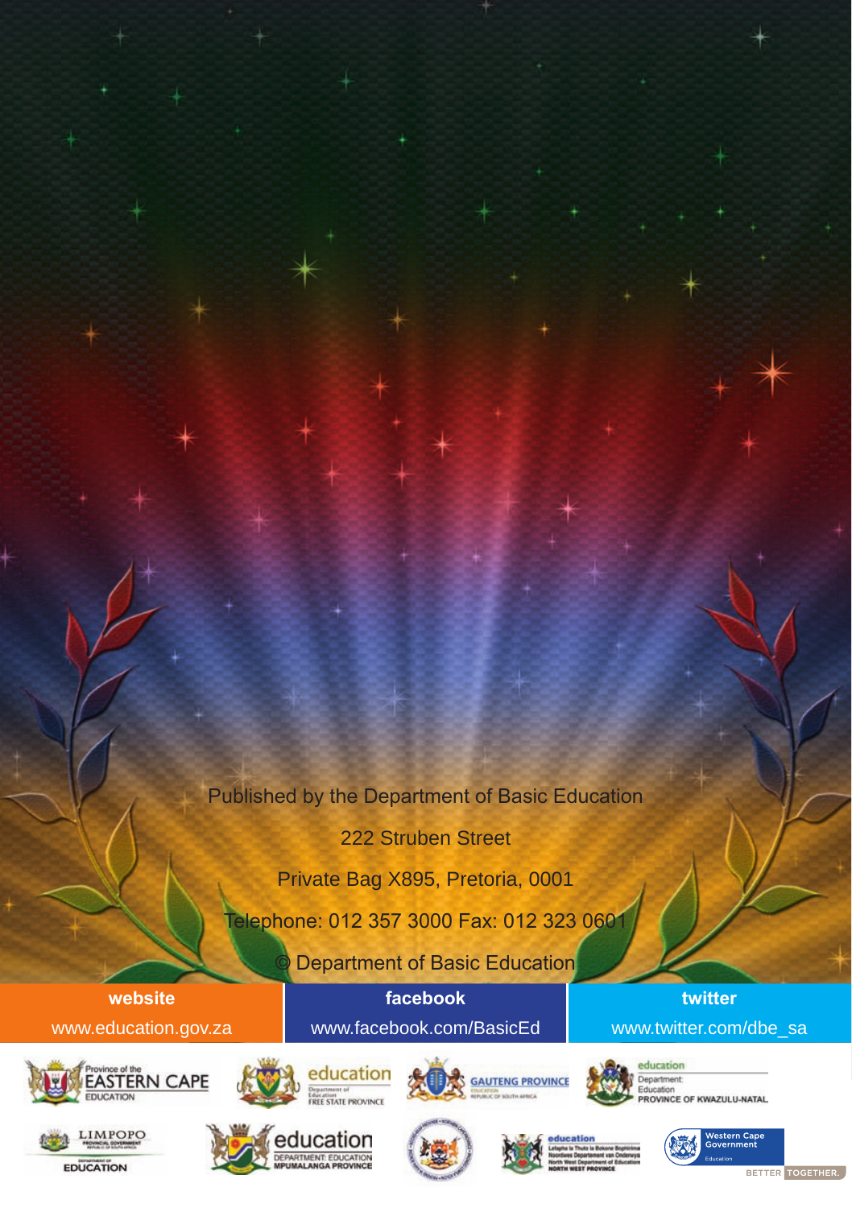Published by the Department of Basic Education

222 Struben Street

Private Bag X895, Pretoria, 0001

Telephone: 012 357 3000 Fax: 012 323 0601

© Department of Basic Education

| website | facebook | twitter |
|---|---|---|
| www.education.gov.za | www.facebook.com/BasicEd | www.twitter.com/dbe_sa |

Province of the EASTERN CAPE EDUCATION

education Department of Education FREE STATE PROVINCE

GAUTENG PROVINCE EDUCATION REPUBLIC OF SOUTH AFRICA

education Department: Education PROVINCE OF KWAZULU-NATAL

LIMPOPO PROVINCIAL GOVERNMENT REPUBLIC OF SOUTH AFRICA DEPARTMENT OF EDUCATION

education DEPARTMENT: EDUCATION MPUMALANGA PROVINCE

education Lefapha la Thuto la Bokone Bophirima Noordwes Departement van Onderwys North West Department of Education NORTH WEST PROVINCE

Western Cape Government Education

BETTER TOGETHER.